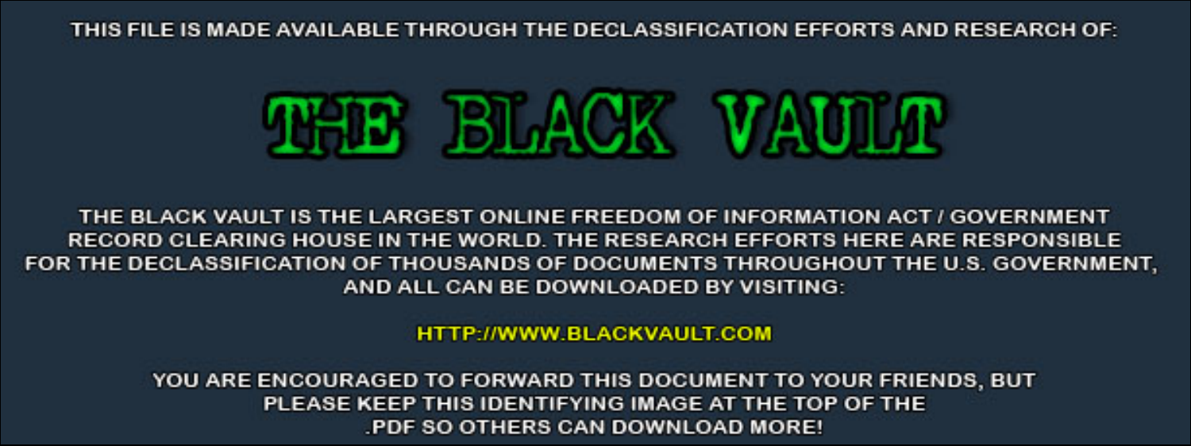THIS FILE IS MADE AVAILABLE THROUGH THE DECLASSIFICATION EFFORTS AND RESEARCH OF:

# THE BLACK VAULT

THE BLACK VAULT IS THE LARGEST ONLINE FREEDOM OF INFORMATION ACT / GOVERNMENT RECORD CLEARING HOUSE IN THE WORLD. THE RESEARCH EFFORTS HERE ARE RESPONSIBLE FOR THE DECLASSIFICATION OF THOUSANDS OF DOCUMENTS THROUGHOUT THE U.S. GOVERNMENT, AND ALL CAN BE DOWNLOADED BY VISITING:

HTTP://WWW.BLACKVAULT.COM

YOU ARE ENCOURAGED TO FORWARD THIS DOCUMENT TO YOUR FRIENDS, BUT PLEASE KEEP THIS IDENTIFYING IMAGE AT THE TOP OF THE .PDF SO OTHERS CAN DOWNLOAD MORE!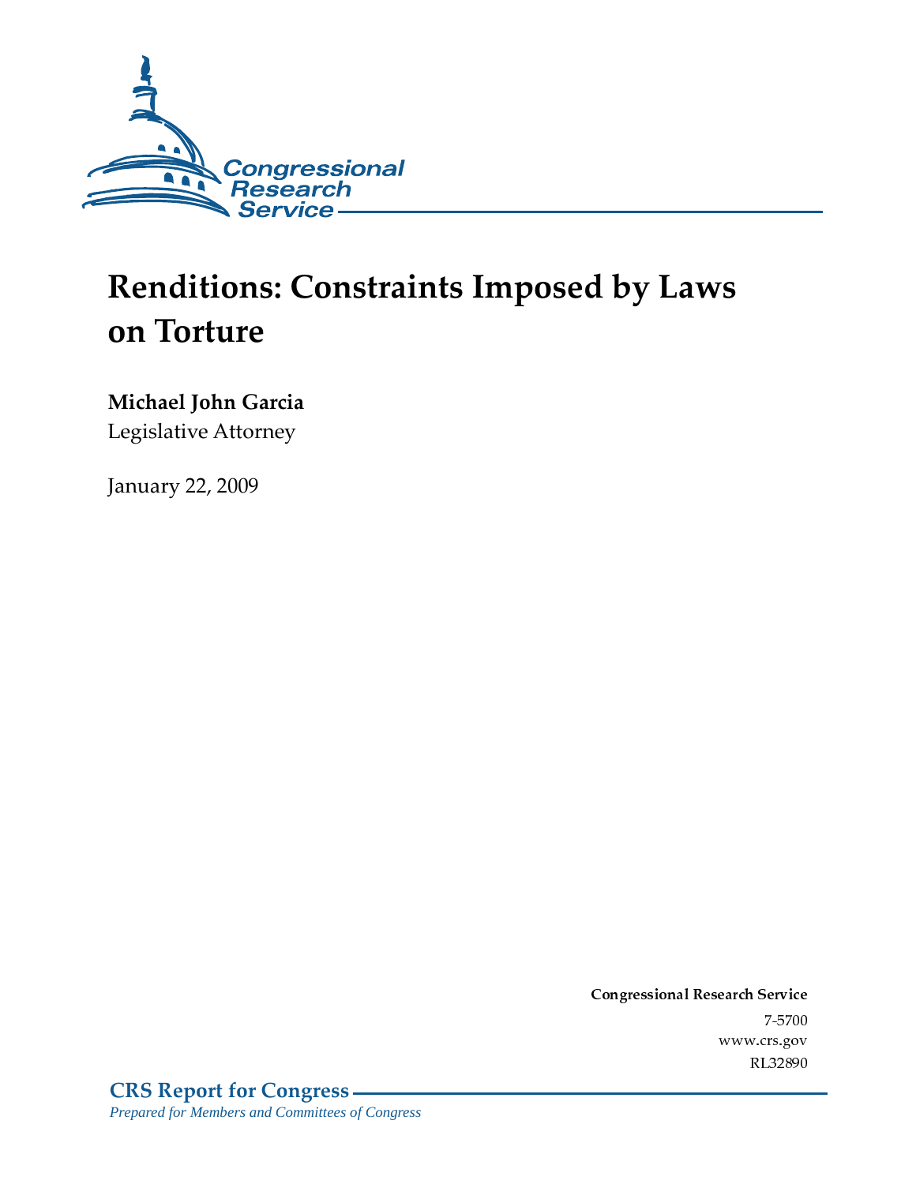Congressional Research Service

# Renditions: Constraints Imposed by Laws on Torture

**Michael John Garcia**
Legislative Attorney

January 22, 2009

Congressional Research Service
7-5700
www.crs.gov
RL32890

**CRS Report for Congress**
*Prepared for Members and Committees of Congress*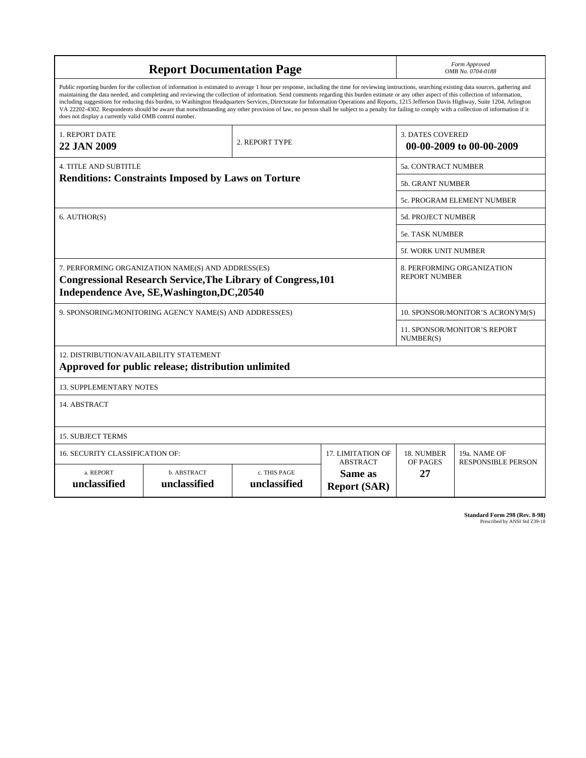# Report Documentation Page

*Form Approved*
*OMB No. 0704-0188*

Public reporting burden for the collection of information is estimated to average 1 hour per response, including the time for reviewing instructions, searching existing data sources, gathering and maintaining the data needed, and completing and reviewing the collection of information. Send comments regarding this burden estimate or any other aspect of this collection of information, including suggestions for reducing this burden, to Washington Headquarters Services, Directorate for Information Operations and Reports, 1215 Jefferson Davis Highway, Suite 1204, Arlington VA 22202-4302. Respondents should be aware that notwithstanding any other provision of law, no person shall be subject to a penalty for failing to comply with a collection of information if it does not display a currently valid OMB control number.

| 1. REPORT DATE | 2. REPORT TYPE | 3. DATES COVERED |
|---|---|---|
| **22 JAN 2009** | | **00-00-2009 to 00-00-2009** |

| 4. TITLE AND SUBTITLE | |
|---|---|
| **Renditions: Constraints Imposed by Laws on Torture** | 5a. CONTRACT NUMBER |
| | 5b. GRANT NUMBER |
| | 5c. PROGRAM ELEMENT NUMBER |
| 6. AUTHOR(S) | 5d. PROJECT NUMBER |
| | 5e. TASK NUMBER |
| | 5f. WORK UNIT NUMBER |
| 7. PERFORMING ORGANIZATION NAME(S) AND ADDRESS(ES) **Congressional Research Service,The Library of Congress,101 Independence Ave, SE,Washington,DC,20540** | 8. PERFORMING ORGANIZATION REPORT NUMBER |
| 9. SPONSORING/MONITORING AGENCY NAME(S) AND ADDRESS(ES) | 10. SPONSOR/MONITOR'S ACRONYM(S) |
| | 11. SPONSOR/MONITOR'S REPORT NUMBER(S) |

12. DISTRIBUTION/AVAILABILITY STATEMENT
**Approved for public release; distribution unlimited**

13. SUPPLEMENTARY NOTES

14. ABSTRACT

15. SUBJECT TERMS

| 16. SECURITY CLASSIFICATION OF: | | | 17. LIMITATION OF ABSTRACT | 18. NUMBER OF PAGES | 19a. NAME OF RESPONSIBLE PERSON |
|---|---|---|---|---|---|
| a. REPORT | b. ABSTRACT | c. THIS PAGE | | | |
| **unclassified** | **unclassified** | **unclassified** | **Same as Report (SAR)** | **27** | |

**Standard Form 298 (Rev. 8-98)**
Prescribed by ANSI Std Z39-18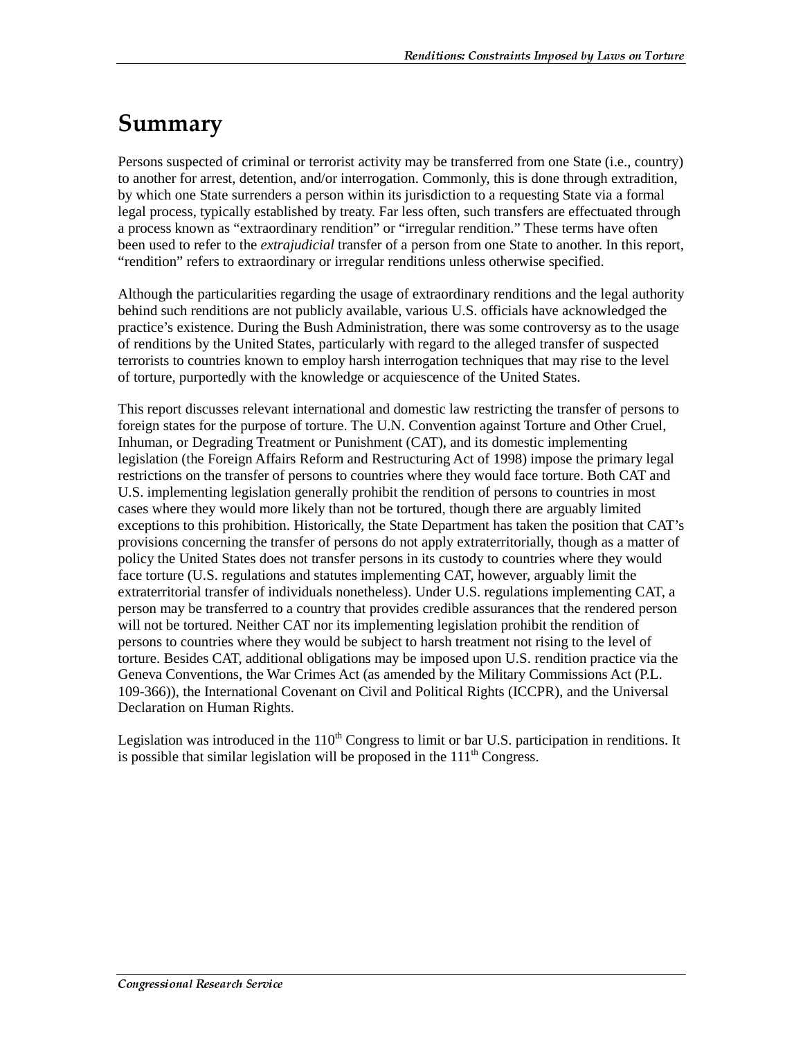# Summary

Persons suspected of criminal or terrorist activity may be transferred from one State (i.e., country) to another for arrest, detention, and/or interrogation. Commonly, this is done through extradition, by which one State surrenders a person within its jurisdiction to a requesting State via a formal legal process, typically established by treaty. Far less often, such transfers are effectuated through a process known as "extraordinary rendition" or "irregular rendition." These terms have often been used to refer to the *extrajudicial* transfer of a person from one State to another. In this report, "rendition" refers to extraordinary or irregular renditions unless otherwise specified.

Although the particularities regarding the usage of extraordinary renditions and the legal authority behind such renditions are not publicly available, various U.S. officials have acknowledged the practice's existence. During the Bush Administration, there was some controversy as to the usage of renditions by the United States, particularly with regard to the alleged transfer of suspected terrorists to countries known to employ harsh interrogation techniques that may rise to the level of torture, purportedly with the knowledge or acquiescence of the United States.

This report discusses relevant international and domestic law restricting the transfer of persons to foreign states for the purpose of torture. The U.N. Convention against Torture and Other Cruel, Inhuman, or Degrading Treatment or Punishment (CAT), and its domestic implementing legislation (the Foreign Affairs Reform and Restructuring Act of 1998) impose the primary legal restrictions on the transfer of persons to countries where they would face torture. Both CAT and U.S. implementing legislation generally prohibit the rendition of persons to countries in most cases where they would more likely than not be tortured, though there are arguably limited exceptions to this prohibition. Historically, the State Department has taken the position that CAT's provisions concerning the transfer of persons do not apply extraterritorially, though as a matter of policy the United States does not transfer persons in its custody to countries where they would face torture (U.S. regulations and statutes implementing CAT, however, arguably limit the extraterritorial transfer of individuals nonetheless). Under U.S. regulations implementing CAT, a person may be transferred to a country that provides credible assurances that the rendered person will not be tortured. Neither CAT nor its implementing legislation prohibit the rendition of persons to countries where they would be subject to harsh treatment not rising to the level of torture. Besides CAT, additional obligations may be imposed upon U.S. rendition practice via the Geneva Conventions, the War Crimes Act (as amended by the Military Commissions Act (P.L. 109-366)), the International Covenant on Civil and Political Rights (ICCPR), and the Universal Declaration on Human Rights.

Legislation was introduced in the 110th Congress to limit or bar U.S. participation in renditions. It is possible that similar legislation will be proposed in the 111th Congress.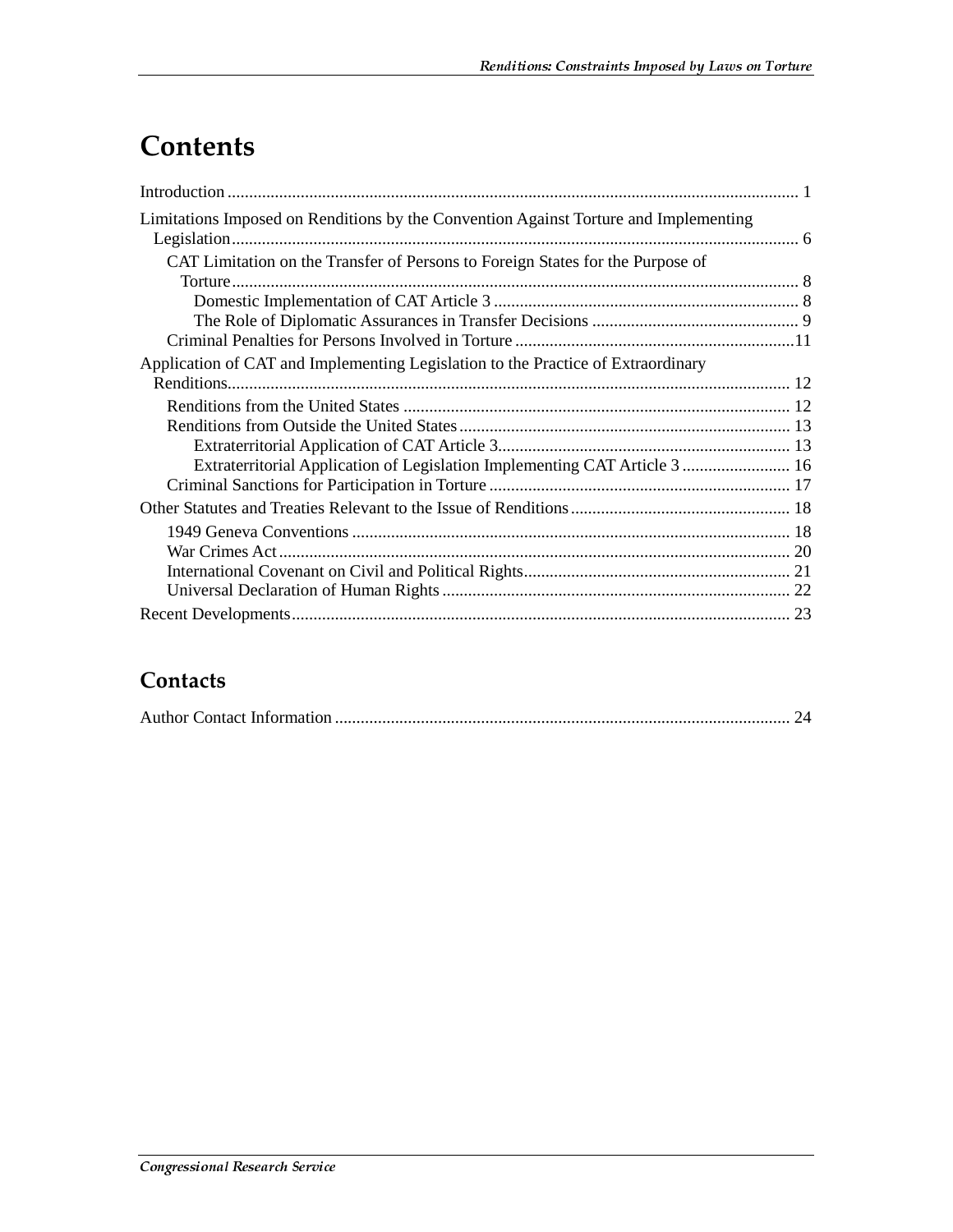# Contents

Introduction ..................................................................................................................................... 1

Limitations Imposed on Renditions by the Convention Against Torture and Implementing Legislation.................................................................................................................................. 6

- CAT Limitation on the Transfer of Persons to Foreign States for the Purpose of Torture................................................................................................................................... 8
  - Domestic Implementation of CAT Article 3 ...................................................................... 8
  - The Role of Diplomatic Assurances in Transfer Decisions ................................................ 9
- Criminal Penalties for Persons Involved in Torture .................................................................11

Application of CAT and Implementing Legislation to the Practice of Extraordinary Renditions.................................................................................................................................. 12

- Renditions from the United States .......................................................................................... 12
- Renditions from Outside the United States ............................................................................ 13
  - Extraterritorial Application of CAT Article 3.................................................................... 13
  - Extraterritorial Application of Legislation Implementing CAT Article 3 ......................... 16
- Criminal Sanctions for Participation in Torture ..................................................................... 17

Other Statutes and Treaties Relevant to the Issue of Renditions .................................................. 18

- 1949 Geneva Conventions ..................................................................................................... 18
- War Crimes Act ...................................................................................................................... 20
- International Covenant on Civil and Political Rights............................................................. 21
- Universal Declaration of Human Rights ................................................................................ 22

Recent Developments................................................................................................................... 23

## Contacts

Author Contact Information ......................................................................................................... 24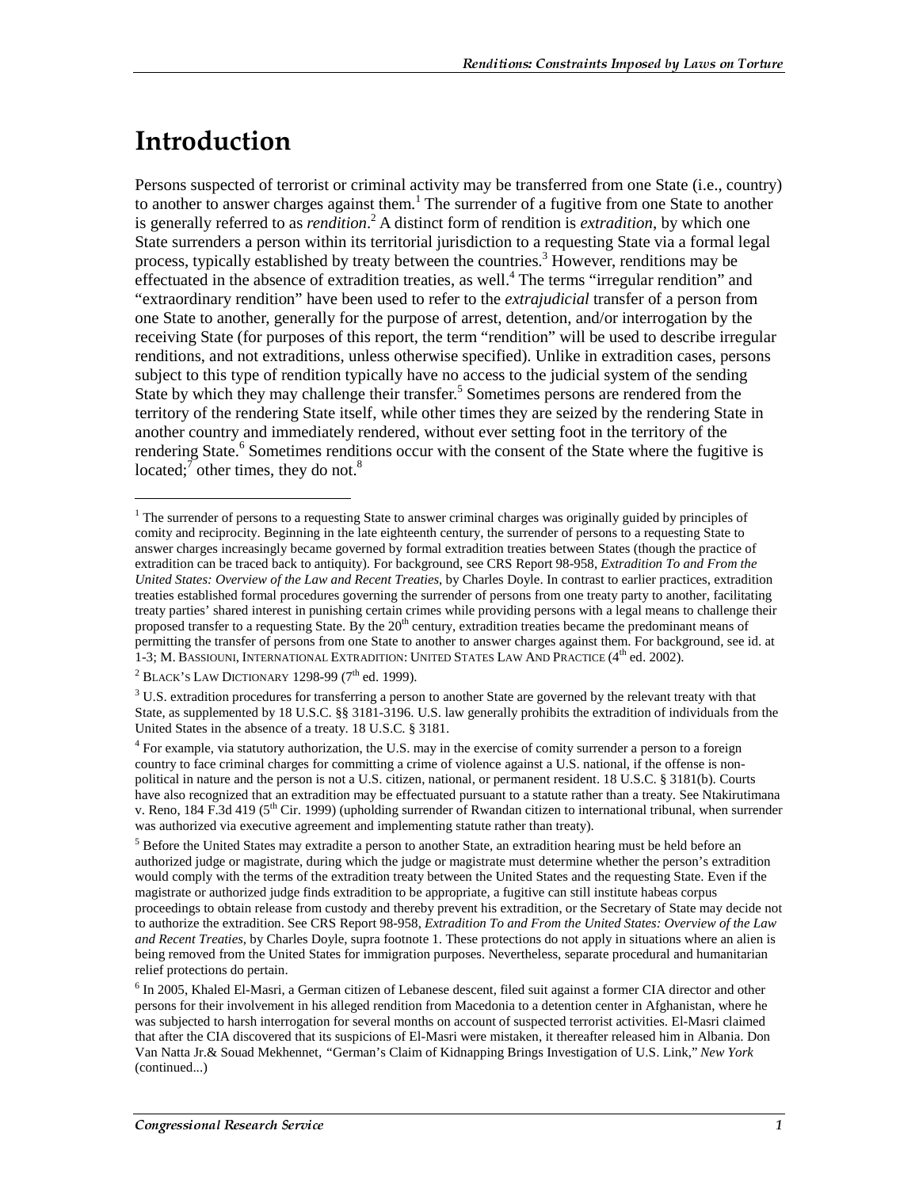# Introduction

Persons suspected of terrorist or criminal activity may be transferred from one State (i.e., country) to another to answer charges against them.[1] The surrender of a fugitive from one State to another is generally referred to as *rendition*.[2] A distinct form of rendition is *extradition*, by which one State surrenders a person within its territorial jurisdiction to a requesting State via a formal legal process, typically established by treaty between the countries.[3] However, renditions may be effectuated in the absence of extradition treaties, as well.[4] The terms "irregular rendition" and "extraordinary rendition" have been used to refer to the *extrajudicial* transfer of a person from one State to another, generally for the purpose of arrest, detention, and/or interrogation by the receiving State (for purposes of this report, the term "rendition" will be used to describe irregular renditions, and not extraditions, unless otherwise specified). Unlike in extradition cases, persons subject to this type of rendition typically have no access to the judicial system of the sending State by which they may challenge their transfer.[5] Sometimes persons are rendered from the territory of the rendering State itself, while other times they are seized by the rendering State in another country and immediately rendered, without ever setting foot in the territory of the rendering State.[6] Sometimes renditions occur with the consent of the State where the fugitive is located;[7] other times, they do not.[8]

---

[1] The surrender of persons to a requesting State to answer criminal charges was originally guided by principles of comity and reciprocity. Beginning in the late eighteenth century, the surrender of persons to a requesting State to answer charges increasingly became governed by formal extradition treaties between States (though the practice of extradition can be traced back to antiquity). For background, see CRS Report 98-958, *Extradition To and From the United States: Overview of the Law and Recent Treaties*, by Charles Doyle. In contrast to earlier practices, extradition treaties established formal procedures governing the surrender of persons from one treaty party to another, facilitating treaty parties' shared interest in punishing certain crimes while providing persons with a legal means to challenge their proposed transfer to a requesting State. By the 20th century, extradition treaties became the predominant means of permitting the transfer of persons from one State to another to answer charges against them. For background, see id. at 1-3; M. BASSIOUNI, INTERNATIONAL EXTRADITION: UNITED STATES LAW AND PRACTICE (4th ed. 2002).

[2] BLACK'S LAW DICTIONARY 1298-99 (7th ed. 1999).

[3] U.S. extradition procedures for transferring a person to another State are governed by the relevant treaty with that State, as supplemented by 18 U.S.C. §§ 3181-3196. U.S. law generally prohibits the extradition of individuals from the United States in the absence of a treaty. 18 U.S.C. § 3181.

[4] For example, via statutory authorization, the U.S. may in the exercise of comity surrender a person to a foreign country to face criminal charges for committing a crime of violence against a U.S. national, if the offense is non-political in nature and the person is not a U.S. citizen, national, or permanent resident. 18 U.S.C. § 3181(b). Courts have also recognized that an extradition may be effectuated pursuant to a statute rather than a treaty. See Ntakirutimana v. Reno, 184 F.3d 419 (5th Cir. 1999) (upholding surrender of Rwandan citizen to international tribunal, when surrender was authorized via executive agreement and implementing statute rather than treaty).

[5] Before the United States may extradite a person to another State, an extradition hearing must be held before an authorized judge or magistrate, during which the judge or magistrate must determine whether the person's extradition would comply with the terms of the extradition treaty between the United States and the requesting State. Even if the magistrate or authorized judge finds extradition to be appropriate, a fugitive can still institute habeas corpus proceedings to obtain release from custody and thereby prevent his extradition, or the Secretary of State may decide not to authorize the extradition. See CRS Report 98-958, *Extradition To and From the United States: Overview of the Law and Recent Treaties*, by Charles Doyle, supra footnote 1. These protections do not apply in situations where an alien is being removed from the United States for immigration purposes. Nevertheless, separate procedural and humanitarian relief protections do pertain.

[6] In 2005, Khaled El-Masri, a German citizen of Lebanese descent, filed suit against a former CIA director and other persons for their involvement in his alleged rendition from Macedonia to a detention center in Afghanistan, where he was subjected to harsh interrogation for several months on account of suspected terrorist activities. El-Masri claimed that after the CIA discovered that its suspicions of El-Masri were mistaken, it thereafter released him in Albania. Don Van Natta Jr.& Souad Mekhennet, "German's Claim of Kidnapping Brings Investigation of U.S. Link," *New York* (continued...)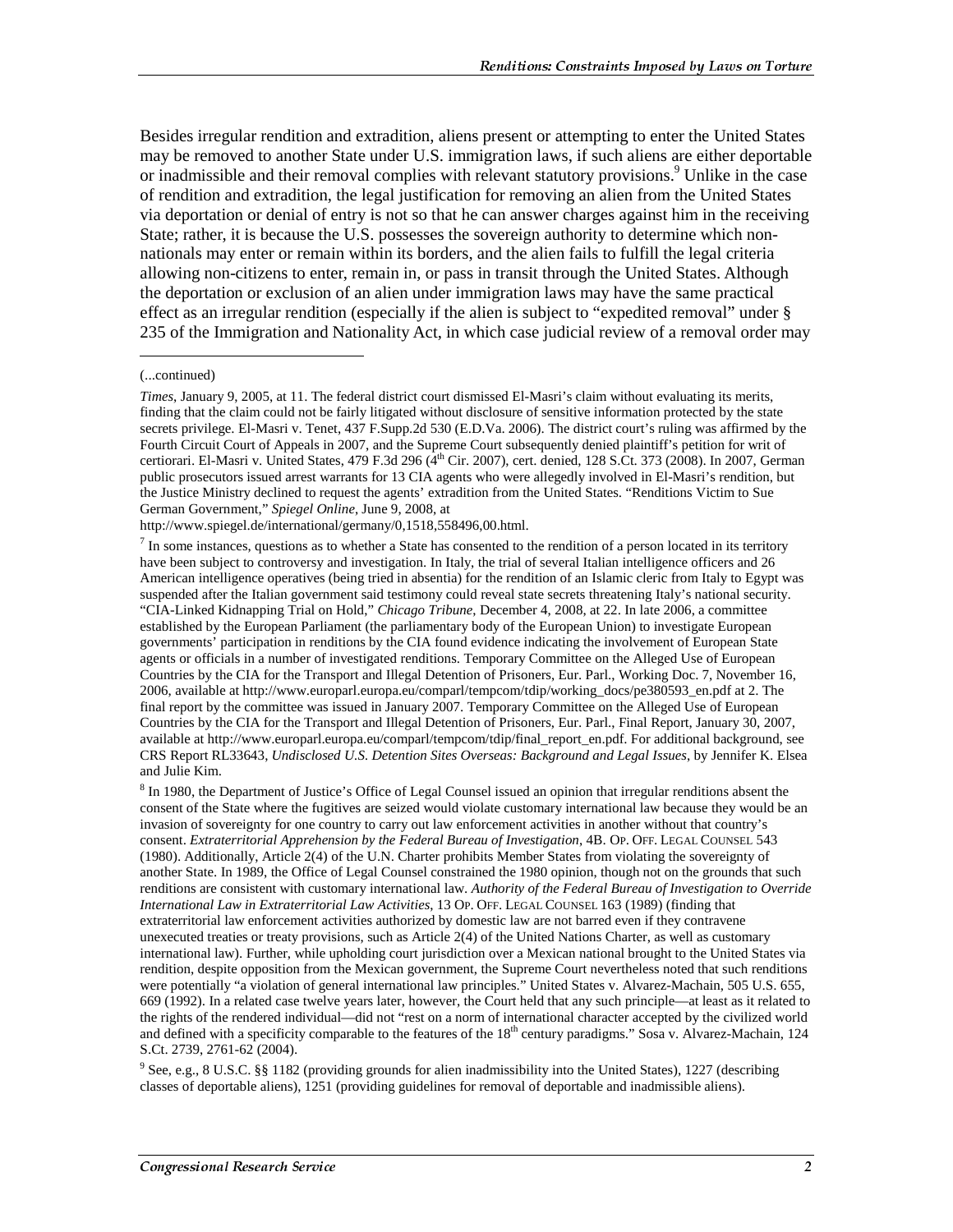Besides irregular rendition and extradition, aliens present or attempting to enter the United States may be removed to another State under U.S. immigration laws, if such aliens are either deportable or inadmissible and their removal complies with relevant statutory provisions.[9] Unlike in the case of rendition and extradition, the legal justification for removing an alien from the United States via deportation or denial of entry is not so that he can answer charges against him in the receiving State; rather, it is because the U.S. possesses the sovereign authority to determine which non-nationals may enter or remain within its borders, and the alien fails to fulfill the legal criteria allowing non-citizens to enter, remain in, or pass in transit through the United States. Although the deportation or exclusion of an alien under immigration laws may have the same practical effect as an irregular rendition (especially if the alien is subject to "expedited removal" under § 235 of the Immigration and Nationality Act, in which case judicial review of a removal order may

---

(...continued)

*Times*, January 9, 2005, at 11. The federal district court dismissed El-Masri's claim without evaluating its merits, finding that the claim could not be fairly litigated without disclosure of sensitive information protected by the state secrets privilege. El-Masri v. Tenet, 437 F.Supp.2d 530 (E.D.Va. 2006). The district court's ruling was affirmed by the Fourth Circuit Court of Appeals in 2007, and the Supreme Court subsequently denied plaintiff's petition for writ of certiorari. El-Masri v. United States, 479 F.3d 296 (4th Cir. 2007), cert. denied, 128 S.Ct. 373 (2008). In 2007, German public prosecutors issued arrest warrants for 13 CIA agents who were allegedly involved in El-Masri's rendition, but the Justice Ministry declined to request the agents' extradition from the United States. "Renditions Victim to Sue German Government," *Spiegel Online*, June 9, 2008, at http://www.spiegel.de/international/germany/0,1518,558496,00.html.

[7] In some instances, questions as to whether a State has consented to the rendition of a person located in its territory have been subject to controversy and investigation. In Italy, the trial of several Italian intelligence officers and 26 American intelligence operatives (being tried in absentia) for the rendition of an Islamic cleric from Italy to Egypt was suspended after the Italian government said testimony could reveal state secrets threatening Italy's national security. "CIA-Linked Kidnapping Trial on Hold," *Chicago Tribune*, December 4, 2008, at 22. In late 2006, a committee established by the European Parliament (the parliamentary body of the European Union) to investigate European governments' participation in renditions by the CIA found evidence indicating the involvement of European State agents or officials in a number of investigated renditions. Temporary Committee on the Alleged Use of European Countries by the CIA for the Transport and Illegal Detention of Prisoners, Eur. Parl., Working Doc. 7, November 16, 2006, available at http://www.europarl.europa.eu/comparl/tempcom/tdip/working_docs/pe380593_en.pdf at 2. The final report by the committee was issued in January 2007. Temporary Committee on the Alleged Use of European Countries by the CIA for the Transport and Illegal Detention of Prisoners, Eur. Parl., Final Report, January 30, 2007, available at http://www.europarl.europa.eu/comparl/tempcom/tdip/final_report_en.pdf. For additional background, see CRS Report RL33643, *Undisclosed U.S. Detention Sites Overseas: Background and Legal Issues*, by Jennifer K. Elsea and Julie Kim.

[8] In 1980, the Department of Justice's Office of Legal Counsel issued an opinion that irregular renditions absent the consent of the State where the fugitives are seized would violate customary international law because they would be an invasion of sovereignty for one country to carry out law enforcement activities in another without that country's consent. *Extraterritorial Apprehension by the Federal Bureau of Investigation*, 4B. OP. OFF. LEGAL COUNSEL 543 (1980). Additionally, Article 2(4) of the U.N. Charter prohibits Member States from violating the sovereignty of another State. In 1989, the Office of Legal Counsel constrained the 1980 opinion, though not on the grounds that such renditions are consistent with customary international law. *Authority of the Federal Bureau of Investigation to Override International Law in Extraterritorial Law Activities*, 13 OP. OFF. LEGAL COUNSEL 163 (1989) (finding that extraterritorial law enforcement activities authorized by domestic law are not barred even if they contravene unexecuted treaties or treaty provisions, such as Article 2(4) of the United Nations Charter, as well as customary international law). Further, while upholding court jurisdiction over a Mexican national brought to the United States via rendition, despite opposition from the Mexican government, the Supreme Court nevertheless noted that such renditions were potentially "a violation of general international law principles." United States v. Alvarez-Machain, 505 U.S. 655, 669 (1992). In a related case twelve years later, however, the Court held that any such principle—at least as it related to the rights of the rendered individual—did not "rest on a norm of international character accepted by the civilized world and defined with a specificity comparable to the features of the 18th century paradigms." Sosa v. Alvarez-Machain, 124 S.Ct. 2739, 2761-62 (2004).

[9] See, e.g., 8 U.S.C. §§ 1182 (providing grounds for alien inadmissibility into the United States), 1227 (describing classes of deportable aliens), 1251 (providing guidelines for removal of deportable and inadmissible aliens).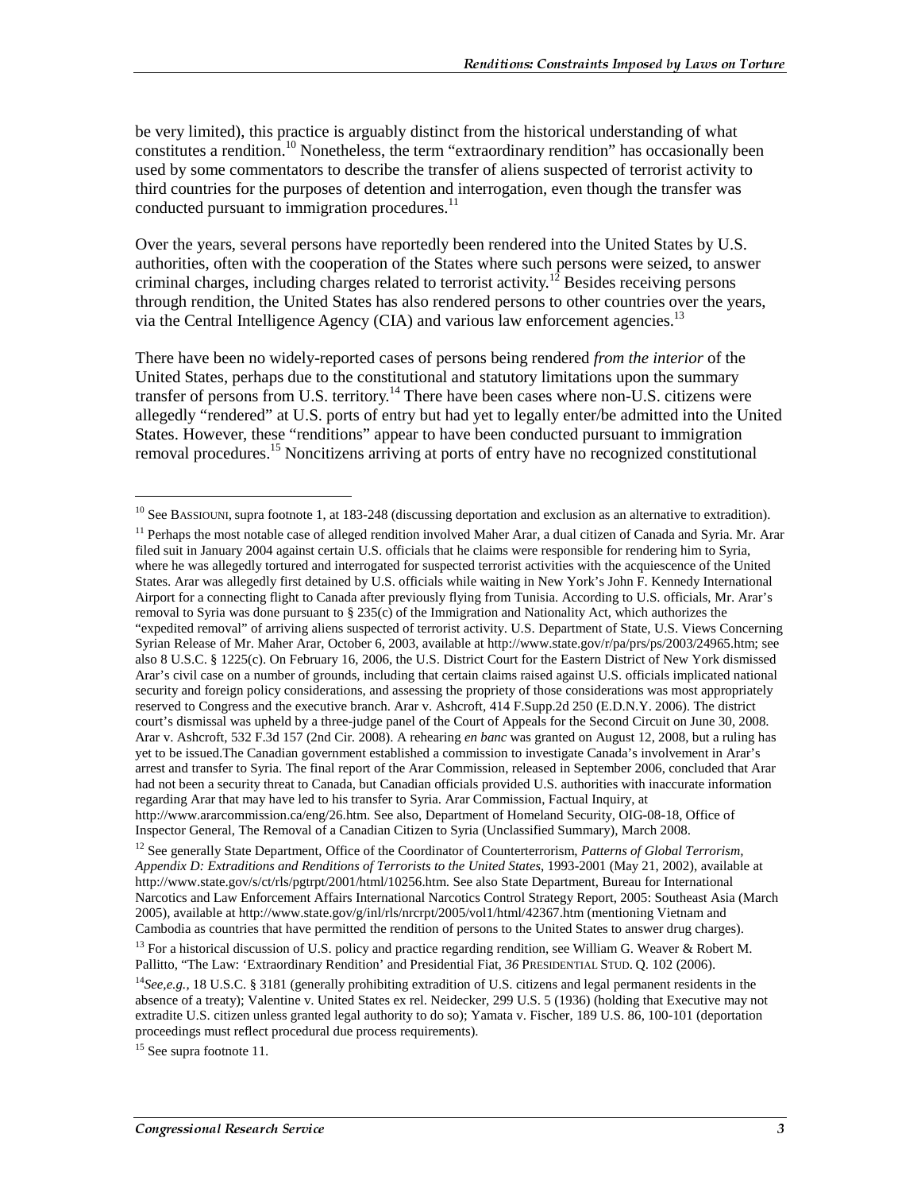be very limited), this practice is arguably distinct from the historical understanding of what constitutes a rendition.[10] Nonetheless, the term "extraordinary rendition" has occasionally been used by some commentators to describe the transfer of aliens suspected of terrorist activity to third countries for the purposes of detention and interrogation, even though the transfer was conducted pursuant to immigration procedures.[11]

Over the years, several persons have reportedly been rendered into the United States by U.S. authorities, often with the cooperation of the States where such persons were seized, to answer criminal charges, including charges related to terrorist activity.[12] Besides receiving persons through rendition, the United States has also rendered persons to other countries over the years, via the Central Intelligence Agency (CIA) and various law enforcement agencies.[13]

There have been no widely-reported cases of persons being rendered *from the interior* of the United States, perhaps due to the constitutional and statutory limitations upon the summary transfer of persons from U.S. territory.[14] There have been cases where non-U.S. citizens were allegedly "rendered" at U.S. ports of entry but had yet to legally enter/be admitted into the United States. However, these "renditions" appear to have been conducted pursuant to immigration removal procedures.[15] Noncitizens arriving at ports of entry have no recognized constitutional

---

[10] See BASSIOUNI, supra footnote 1, at 183-248 (discussing deportation and exclusion as an alternative to extradition).

[11] Perhaps the most notable case of alleged rendition involved Maher Arar, a dual citizen of Canada and Syria. Mr. Arar filed suit in January 2004 against certain U.S. officials that he claims were responsible for rendering him to Syria, where he was allegedly tortured and interrogated for suspected terrorist activities with the acquiescence of the United States. Arar was allegedly first detained by U.S. officials while waiting in New York's John F. Kennedy International Airport for a connecting flight to Canada after previously flying from Tunisia. According to U.S. officials, Mr. Arar's removal to Syria was done pursuant to § 235(c) of the Immigration and Nationality Act, which authorizes the "expedited removal" of arriving aliens suspected of terrorist activity. U.S. Department of State, U.S. Views Concerning Syrian Release of Mr. Maher Arar, October 6, 2003, available at http://www.state.gov/r/pa/prs/ps/2003/24965.htm; see also 8 U.S.C. § 1225(c). On February 16, 2006, the U.S. District Court for the Eastern District of New York dismissed Arar's civil case on a number of grounds, including that certain claims raised against U.S. officials implicated national security and foreign policy considerations, and assessing the propriety of those considerations was most appropriately reserved to Congress and the executive branch. Arar v. Ashcroft, 414 F.Supp.2d 250 (E.D.N.Y. 2006). The district court's dismissal was upheld by a three-judge panel of the Court of Appeals for the Second Circuit on June 30, 2008. Arar v. Ashcroft, 532 F.3d 157 (2nd Cir. 2008). A rehearing *en banc* was granted on August 12, 2008, but a ruling has yet to be issued.The Canadian government established a commission to investigate Canada's involvement in Arar's arrest and transfer to Syria. The final report of the Arar Commission, released in September 2006, concluded that Arar had not been a security threat to Canada, but Canadian officials provided U.S. authorities with inaccurate information regarding Arar that may have led to his transfer to Syria. Arar Commission, Factual Inquiry, at http://www.ararcommission.ca/eng/26.htm. See also, Department of Homeland Security, OIG-08-18, Office of Inspector General, The Removal of a Canadian Citizen to Syria (Unclassified Summary), March 2008.

[12] See generally State Department, Office of the Coordinator of Counterterrorism, *Patterns of Global Terrorism, Appendix D: Extraditions and Renditions of Terrorists to the United States*, 1993-2001 (May 21, 2002), available at http://www.state.gov/s/ct/rls/pgtrpt/2001/html/10256.htm. See also State Department, Bureau for International Narcotics and Law Enforcement Affairs International Narcotics Control Strategy Report, 2005: Southeast Asia (March 2005), available at http://www.state.gov/g/inl/rls/nrcrpt/2005/vol1/html/42367.htm (mentioning Vietnam and Cambodia as countries that have permitted the rendition of persons to the United States to answer drug charges).

[13] For a historical discussion of U.S. policy and practice regarding rendition, see William G. Weaver & Robert M. Pallitto, "The Law: 'Extraordinary Rendition' and Presidential Fiat, *36* PRESIDENTIAL STUD. Q. 102 (2006).

[14] *See,e.g.*, 18 U.S.C. § 3181 (generally prohibiting extradition of U.S. citizens and legal permanent residents in the absence of a treaty); Valentine v. United States ex rel. Neidecker, 299 U.S. 5 (1936) (holding that Executive may not extradite U.S. citizen unless granted legal authority to do so); Yamata v. Fischer, 189 U.S. 86, 100-101 (deportation proceedings must reflect procedural due process requirements).

[15] See supra footnote 11.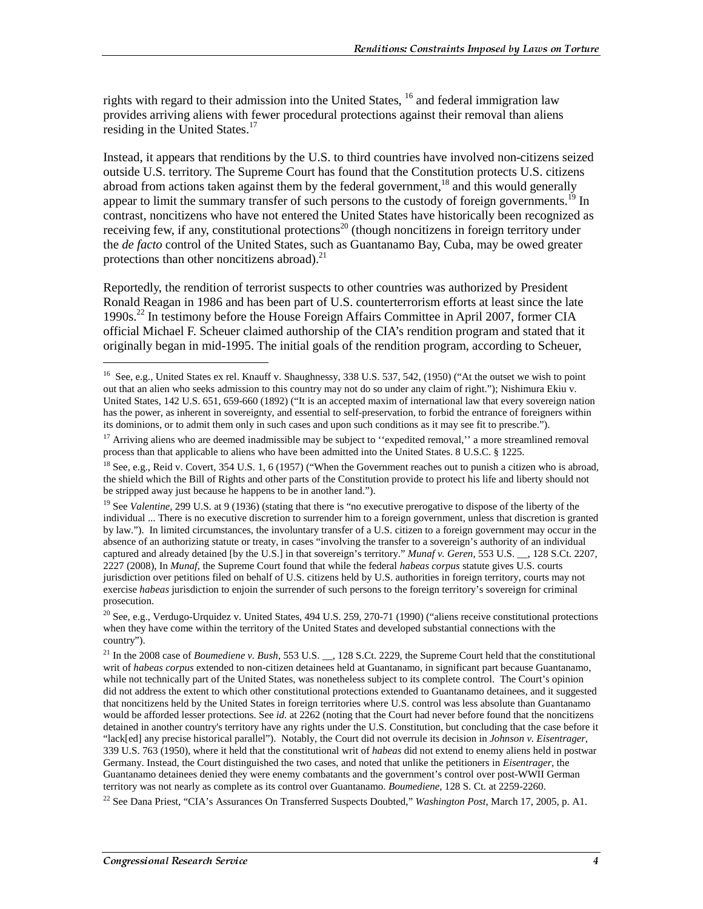rights with regard to their admission into the United States, [16] and federal immigration law provides arriving aliens with fewer procedural protections against their removal than aliens residing in the United States.[17]

Instead, it appears that renditions by the U.S. to third countries have involved non-citizens seized outside U.S. territory. The Supreme Court has found that the Constitution protects U.S. citizens abroad from actions taken against them by the federal government,[18] and this would generally appear to limit the summary transfer of such persons to the custody of foreign governments.[19] In contrast, noncitizens who have not entered the United States have historically been recognized as receiving few, if any, constitutional protections[20] (though noncitizens in foreign territory under the *de facto* control of the United States, such as Guantanamo Bay, Cuba, may be owed greater protections than other noncitizens abroad).[21]

Reportedly, the rendition of terrorist suspects to other countries was authorized by President Ronald Reagan in 1986 and has been part of U.S. counterterrorism efforts at least since the late 1990s.[22] In testimony before the House Foreign Affairs Committee in April 2007, former CIA official Michael F. Scheuer claimed authorship of the CIA's rendition program and stated that it originally began in mid-1995. The initial goals of the rendition program, according to Scheuer,

---

[16] See, e.g., United States ex rel. Knauff v. Shaughnessy, 338 U.S. 537, 542, (1950) ("At the outset we wish to point out that an alien who seeks admission to this country may not do so under any claim of right."); Nishimura Ekiu v. United States, 142 U.S. 651, 659-660 (1892) ("It is an accepted maxim of international law that every sovereign nation has the power, as inherent in sovereignty, and essential to self-preservation, to forbid the entrance of foreigners within its dominions, or to admit them only in such cases and upon such conditions as it may see fit to prescribe.").

[17] Arriving aliens who are deemed inadmissible may be subject to ''expedited removal,'' a more streamlined removal process than that applicable to aliens who have been admitted into the United States. 8 U.S.C. § 1225.

[18] See, e.g., Reid v. Covert, 354 U.S. 1, 6 (1957) ("When the Government reaches out to punish a citizen who is abroad, the shield which the Bill of Rights and other parts of the Constitution provide to protect his life and liberty should not be stripped away just because he happens to be in another land.").

[19] See *Valentine*, 299 U.S. at 9 (1936) (stating that there is "no executive prerogative to dispose of the liberty of the individual ... There is no executive discretion to surrender him to a foreign government, unless that discretion is granted by law."). In limited circumstances, the involuntary transfer of a U.S. citizen to a foreign government may occur in the absence of an authorizing statute or treaty, in cases "involving the transfer to a sovereign's authority of an individual captured and already detained [by the U.S.] in that sovereign's territory." *Munaf v. Geren*, 553 U.S. __, 128 S.Ct. 2207, 2227 (2008), In *Munaf*, the Supreme Court found that while the federal *habeas corpus* statute gives U.S. courts jurisdiction over petitions filed on behalf of U.S. citizens held by U.S. authorities in foreign territory, courts may not exercise *habeas* jurisdiction to enjoin the surrender of such persons to the foreign territory's sovereign for criminal prosecution.

[20] See, e.g., Verdugo-Urquidez v. United States, 494 U.S. 259, 270-71 (1990) ("aliens receive constitutional protections when they have come within the territory of the United States and developed substantial connections with the country").

[21] In the 2008 case of *Boumediene v. Bush*, 553 U.S. __, 128 S.Ct. 2229, the Supreme Court held that the constitutional writ of *habeas corpus* extended to non-citizen detainees held at Guantanamo, in significant part because Guantanamo, while not technically part of the United States, was nonetheless subject to its complete control. The Court's opinion did not address the extent to which other constitutional protections extended to Guantanamo detainees, and it suggested that noncitizens held by the United States in foreign territories where U.S. control was less absolute than Guantanamo would be afforded lesser protections. See *id.* at 2262 (noting that the Court had never before found that the noncitizens detained in another country's territory have any rights under the U.S. Constitution, but concluding that the case before it "lack[ed] any precise historical parallel"). Notably, the Court did not overrule its decision in *Johnson v. Eisentrager*, 339 U.S. 763 (1950), where it held that the constitutional writ of *habeas* did not extend to enemy aliens held in postwar Germany. Instead, the Court distinguished the two cases, and noted that unlike the petitioners in *Eisentrager*, the Guantanamo detainees denied they were enemy combatants and the government's control over post-WWII German territory was not nearly as complete as its control over Guantanamo. *Boumediene*, 128 S. Ct. at 2259-2260.

[22] See Dana Priest, "CIA's Assurances On Transferred Suspects Doubted," *Washington Post*, March 17, 2005, p. A1.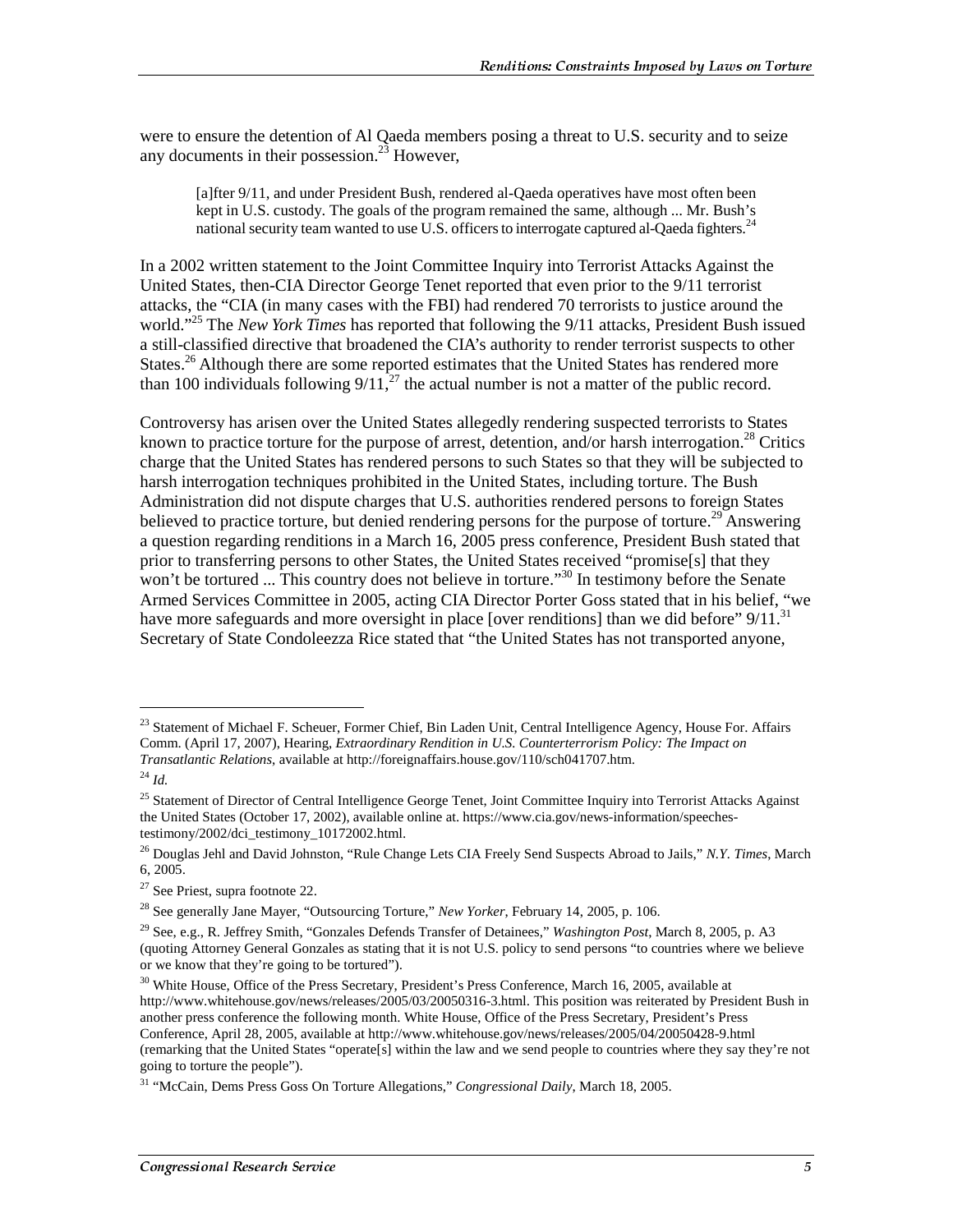were to ensure the detention of Al Qaeda members posing a threat to U.S. security and to seize any documents in their possession.[23] However,

> [a]fter 9/11, and under President Bush, rendered al-Qaeda operatives have most often been kept in U.S. custody. The goals of the program remained the same, although ... Mr. Bush's national security team wanted to use U.S. officers to interrogate captured al-Qaeda fighters.[24]

In a 2002 written statement to the Joint Committee Inquiry into Terrorist Attacks Against the United States, then-CIA Director George Tenet reported that even prior to the 9/11 terrorist attacks, the "CIA (in many cases with the FBI) had rendered 70 terrorists to justice around the world."[25] The *New York Times* has reported that following the 9/11 attacks, President Bush issued a still-classified directive that broadened the CIA's authority to render terrorist suspects to other States.[26] Although there are some reported estimates that the United States has rendered more than 100 individuals following 9/11,[27] the actual number is not a matter of the public record.

Controversy has arisen over the United States allegedly rendering suspected terrorists to States known to practice torture for the purpose of arrest, detention, and/or harsh interrogation.[28] Critics charge that the United States has rendered persons to such States so that they will be subjected to harsh interrogation techniques prohibited in the United States, including torture. The Bush Administration did not dispute charges that U.S. authorities rendered persons to foreign States believed to practice torture, but denied rendering persons for the purpose of torture.[29] Answering a question regarding renditions in a March 16, 2005 press conference, President Bush stated that prior to transferring persons to other States, the United States received "promise[s] that they won't be tortured ... This country does not believe in torture."[30] In testimony before the Senate Armed Services Committee in 2005, acting CIA Director Porter Goss stated that in his belief, "we have more safeguards and more oversight in place [over renditions] than we did before" 9/11.[31] Secretary of State Condoleezza Rice stated that "the United States has not transported anyone,

---

[23] Statement of Michael F. Scheuer, Former Chief, Bin Laden Unit, Central Intelligence Agency, House For. Affairs Comm. (April 17, 2007), Hearing, *Extraordinary Rendition in U.S. Counterterrorism Policy: The Impact on Transatlantic Relations*, available at http://foreignaffairs.house.gov/110/sch041707.htm.

[24] *Id.*

[25] Statement of Director of Central Intelligence George Tenet, Joint Committee Inquiry into Terrorist Attacks Against the United States (October 17, 2002), available online at. https://www.cia.gov/news-information/speeches-testimony/2002/dci_testimony_10172002.html.

[26] Douglas Jehl and David Johnston, "Rule Change Lets CIA Freely Send Suspects Abroad to Jails," *N.Y. Times*, March 6, 2005.

[27] See Priest, supra footnote 22.

[28] See generally Jane Mayer, "Outsourcing Torture," *New Yorker*, February 14, 2005, p. 106.

[29] See, e.g., R. Jeffrey Smith, "Gonzales Defends Transfer of Detainees," *Washington Post*, March 8, 2005, p. A3 (quoting Attorney General Gonzales as stating that it is not U.S. policy to send persons "to countries where we believe or we know that they're going to be tortured").

[30] White House, Office of the Press Secretary, President's Press Conference, March 16, 2005, available at http://www.whitehouse.gov/news/releases/2005/03/20050316-3.html. This position was reiterated by President Bush in another press conference the following month. White House, Office of the Press Secretary, President's Press Conference, April 28, 2005, available at http://www.whitehouse.gov/news/releases/2005/04/20050428-9.html (remarking that the United States "operate[s] within the law and we send people to countries where they say they're not going to torture the people").

[31] "McCain, Dems Press Goss On Torture Allegations," *Congressional Daily*, March 18, 2005.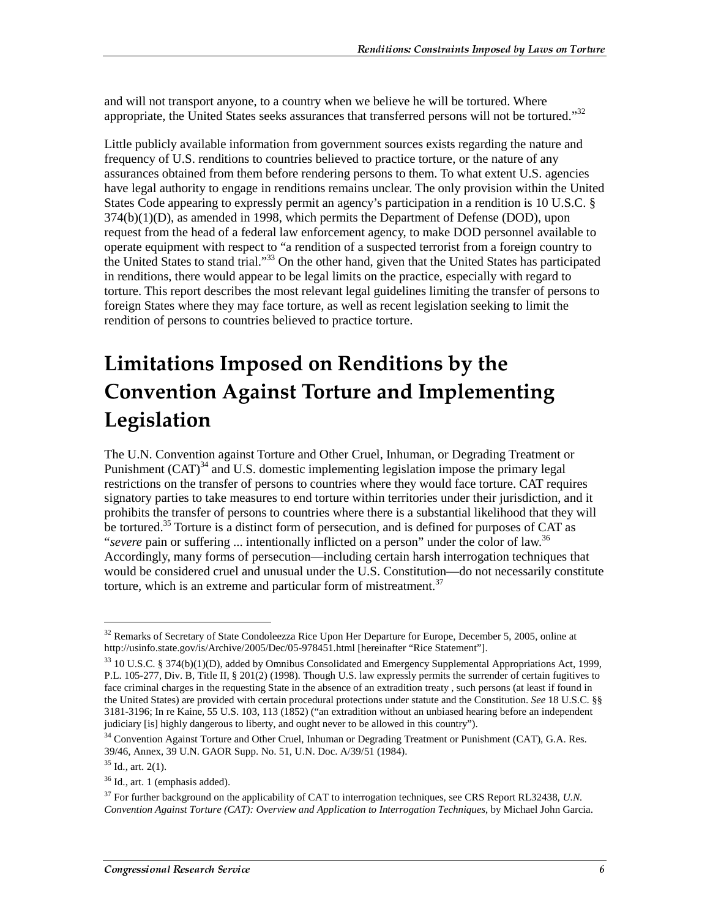and will not transport anyone, to a country when we believe he will be tortured. Where appropriate, the United States seeks assurances that transferred persons will not be tortured."[32]

Little publicly available information from government sources exists regarding the nature and frequency of U.S. renditions to countries believed to practice torture, or the nature of any assurances obtained from them before rendering persons to them. To what extent U.S. agencies have legal authority to engage in renditions remains unclear. The only provision within the United States Code appearing to expressly permit an agency's participation in a rendition is 10 U.S.C. § 374(b)(1)(D), as amended in 1998, which permits the Department of Defense (DOD), upon request from the head of a federal law enforcement agency, to make DOD personnel available to operate equipment with respect to "a rendition of a suspected terrorist from a foreign country to the United States to stand trial."[33] On the other hand, given that the United States has participated in renditions, there would appear to be legal limits on the practice, especially with regard to torture. This report describes the most relevant legal guidelines limiting the transfer of persons to foreign States where they may face torture, as well as recent legislation seeking to limit the rendition of persons to countries believed to practice torture.

# Limitations Imposed on Renditions by the Convention Against Torture and Implementing Legislation

The U.N. Convention against Torture and Other Cruel, Inhuman, or Degrading Treatment or Punishment (CAT)[34] and U.S. domestic implementing legislation impose the primary legal restrictions on the transfer of persons to countries where they would face torture. CAT requires signatory parties to take measures to end torture within territories under their jurisdiction, and it prohibits the transfer of persons to countries where there is a substantial likelihood that they will be tortured.[35] Torture is a distinct form of persecution, and is defined for purposes of CAT as "*severe* pain or suffering ... intentionally inflicted on a person" under the color of law.[36] Accordingly, many forms of persecution—including certain harsh interrogation techniques that would be considered cruel and unusual under the U.S. Constitution—do not necessarily constitute torture, which is an extreme and particular form of mistreatment.[37]

---

[32] Remarks of Secretary of State Condoleezza Rice Upon Her Departure for Europe, December 5, 2005, online at http://usinfo.state.gov/is/Archive/2005/Dec/05-978451.html [hereinafter "Rice Statement"].

[33] 10 U.S.C. § 374(b)(1)(D), added by Omnibus Consolidated and Emergency Supplemental Appropriations Act, 1999, P.L. 105-277, Div. B, Title II, § 201(2) (1998). Though U.S. law expressly permits the surrender of certain fugitives to face criminal charges in the requesting State in the absence of an extradition treaty , such persons (at least if found in the United States) are provided with certain procedural protections under statute and the Constitution. *See* 18 U.S.C. §§ 3181-3196; In re Kaine, 55 U.S. 103, 113 (1852) ("an extradition without an unbiased hearing before an independent judiciary [is] highly dangerous to liberty, and ought never to be allowed in this country").

[34] Convention Against Torture and Other Cruel, Inhuman or Degrading Treatment or Punishment (CAT), G.A. Res. 39/46, Annex, 39 U.N. GAOR Supp. No. 51, U.N. Doc. A/39/51 (1984).

[35] Id., art. 2(1).

[36] Id., art. 1 (emphasis added).

[37] For further background on the applicability of CAT to interrogation techniques, see CRS Report RL32438, *U.N. Convention Against Torture (CAT): Overview and Application to Interrogation Techniques*, by Michael John Garcia.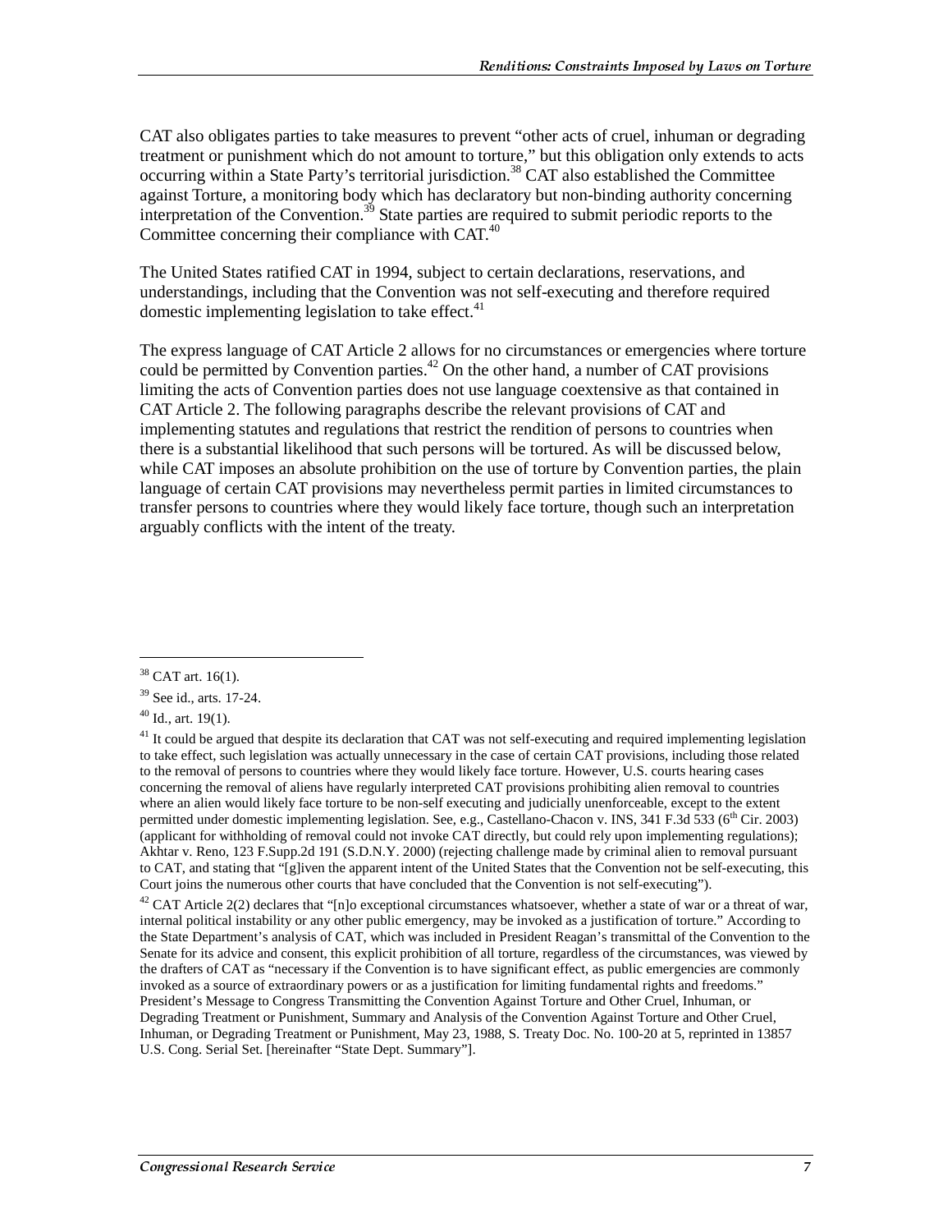CAT also obligates parties to take measures to prevent "other acts of cruel, inhuman or degrading treatment or punishment which do not amount to torture," but this obligation only extends to acts occurring within a State Party's territorial jurisdiction.[38] CAT also established the Committee against Torture, a monitoring body which has declaratory but non-binding authority concerning interpretation of the Convention.[39] State parties are required to submit periodic reports to the Committee concerning their compliance with CAT.[40]

The United States ratified CAT in 1994, subject to certain declarations, reservations, and understandings, including that the Convention was not self-executing and therefore required domestic implementing legislation to take effect.[41]

The express language of CAT Article 2 allows for no circumstances or emergencies where torture could be permitted by Convention parties.[42] On the other hand, a number of CAT provisions limiting the acts of Convention parties does not use language coextensive as that contained in CAT Article 2. The following paragraphs describe the relevant provisions of CAT and implementing statutes and regulations that restrict the rendition of persons to countries when there is a substantial likelihood that such persons will be tortured. As will be discussed below, while CAT imposes an absolute prohibition on the use of torture by Convention parties, the plain language of certain CAT provisions may nevertheless permit parties in limited circumstances to transfer persons to countries where they would likely face torture, though such an interpretation arguably conflicts with the intent of the treaty.

---

[38] CAT art. 16(1).

[39] See id., arts. 17-24.

[40] Id., art. 19(1).

[41] It could be argued that despite its declaration that CAT was not self-executing and required implementing legislation to take effect, such legislation was actually unnecessary in the case of certain CAT provisions, including those related to the removal of persons to countries where they would likely face torture. However, U.S. courts hearing cases concerning the removal of aliens have regularly interpreted CAT provisions prohibiting alien removal to countries where an alien would likely face torture to be non-self executing and judicially unenforceable, except to the extent permitted under domestic implementing legislation. See, e.g., Castellano-Chacon v. INS, 341 F.3d 533 (6th Cir. 2003) (applicant for withholding of removal could not invoke CAT directly, but could rely upon implementing regulations); Akhtar v. Reno, 123 F.Supp.2d 191 (S.D.N.Y. 2000) (rejecting challenge made by criminal alien to removal pursuant to CAT, and stating that "[g]iven the apparent intent of the United States that the Convention not be self-executing, this Court joins the numerous other courts that have concluded that the Convention is not self-executing").

[42] CAT Article 2(2) declares that "[n]o exceptional circumstances whatsoever, whether a state of war or a threat of war, internal political instability or any other public emergency, may be invoked as a justification of torture." According to the State Department's analysis of CAT, which was included in President Reagan's transmittal of the Convention to the Senate for its advice and consent, this explicit prohibition of all torture, regardless of the circumstances, was viewed by the drafters of CAT as "necessary if the Convention is to have significant effect, as public emergencies are commonly invoked as a source of extraordinary powers or as a justification for limiting fundamental rights and freedoms." President's Message to Congress Transmitting the Convention Against Torture and Other Cruel, Inhuman, or Degrading Treatment or Punishment, Summary and Analysis of the Convention Against Torture and Other Cruel, Inhuman, or Degrading Treatment or Punishment, May 23, 1988, S. Treaty Doc. No. 100-20 at 5, reprinted in 13857 U.S. Cong. Serial Set. [hereinafter "State Dept. Summary"].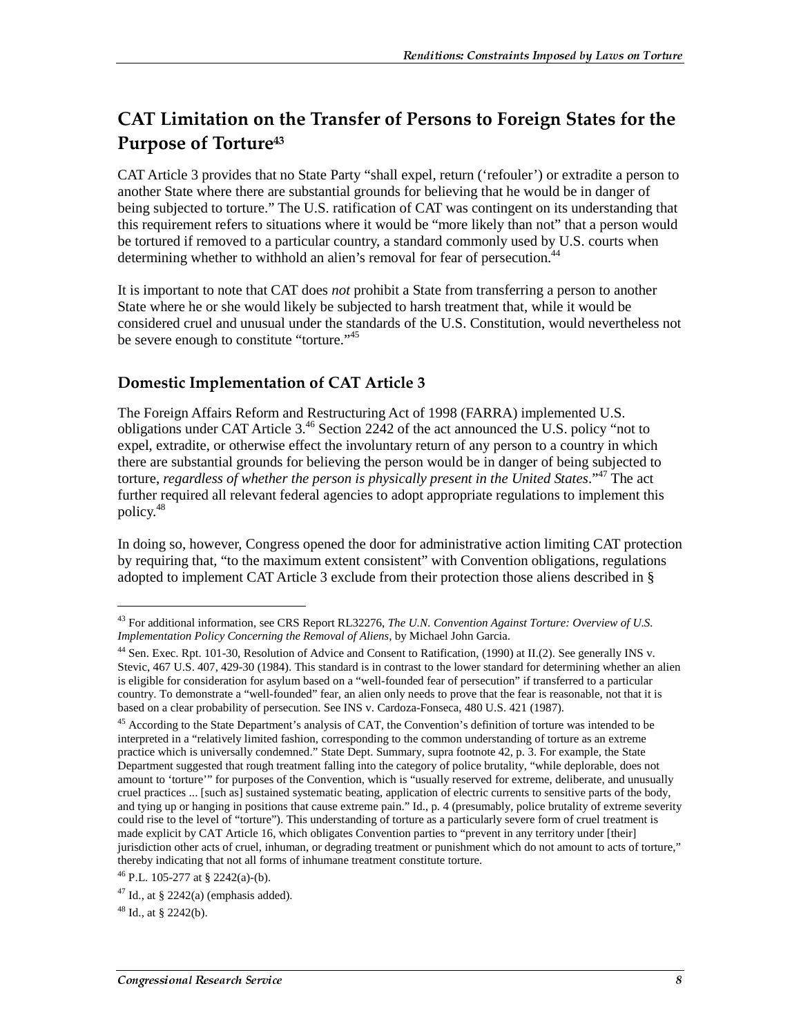## CAT Limitation on the Transfer of Persons to Foreign States for the Purpose of Torture[43]

CAT Article 3 provides that no State Party "shall expel, return ('refouler') or extradite a person to another State where there are substantial grounds for believing that he would be in danger of being subjected to torture." The U.S. ratification of CAT was contingent on its understanding that this requirement refers to situations where it would be "more likely than not" that a person would be tortured if removed to a particular country, a standard commonly used by U.S. courts when determining whether to withhold an alien's removal for fear of persecution.[44]

It is important to note that CAT does *not* prohibit a State from transferring a person to another State where he or she would likely be subjected to harsh treatment that, while it would be considered cruel and unusual under the standards of the U.S. Constitution, would nevertheless not be severe enough to constitute "torture."[45]

### Domestic Implementation of CAT Article 3

The Foreign Affairs Reform and Restructuring Act of 1998 (FARRA) implemented U.S. obligations under CAT Article 3.[46] Section 2242 of the act announced the U.S. policy "not to expel, extradite, or otherwise effect the involuntary return of any person to a country in which there are substantial grounds for believing the person would be in danger of being subjected to torture, *regardless of whether the person is physically present in the United States*."[47] The act further required all relevant federal agencies to adopt appropriate regulations to implement this policy.[48]

In doing so, however, Congress opened the door for administrative action limiting CAT protection by requiring that, "to the maximum extent consistent" with Convention obligations, regulations adopted to implement CAT Article 3 exclude from their protection those aliens described in §

---

[43] For additional information, see CRS Report RL32276, *The U.N. Convention Against Torture: Overview of U.S. Implementation Policy Concerning the Removal of Aliens*, by Michael John Garcia.

[44] Sen. Exec. Rpt. 101-30, Resolution of Advice and Consent to Ratification, (1990) at II.(2). See generally INS v. Stevic, 467 U.S. 407, 429-30 (1984). This standard is in contrast to the lower standard for determining whether an alien is eligible for consideration for asylum based on a "well-founded fear of persecution" if transferred to a particular country. To demonstrate a "well-founded" fear, an alien only needs to prove that the fear is reasonable, not that it is based on a clear probability of persecution. See INS v. Cardoza-Fonseca, 480 U.S. 421 (1987).

[45] According to the State Department's analysis of CAT, the Convention's definition of torture was intended to be interpreted in a "relatively limited fashion, corresponding to the common understanding of torture as an extreme practice which is universally condemned." State Dept. Summary, supra footnote 42, p. 3. For example, the State Department suggested that rough treatment falling into the category of police brutality, "while deplorable, does not amount to 'torture'" for purposes of the Convention, which is "usually reserved for extreme, deliberate, and unusually cruel practices ... [such as] sustained systematic beating, application of electric currents to sensitive parts of the body, and tying up or hanging in positions that cause extreme pain." Id., p. 4 (presumably, police brutality of extreme severity could rise to the level of "torture"). This understanding of torture as a particularly severe form of cruel treatment is made explicit by CAT Article 16, which obligates Convention parties to "prevent in any territory under [their] jurisdiction other acts of cruel, inhuman, or degrading treatment or punishment which do not amount to acts of torture," thereby indicating that not all forms of inhumane treatment constitute torture.

[46] P.L. 105-277 at § 2242(a)-(b).

[47] Id., at § 2242(a) (emphasis added).

[48] Id., at § 2242(b).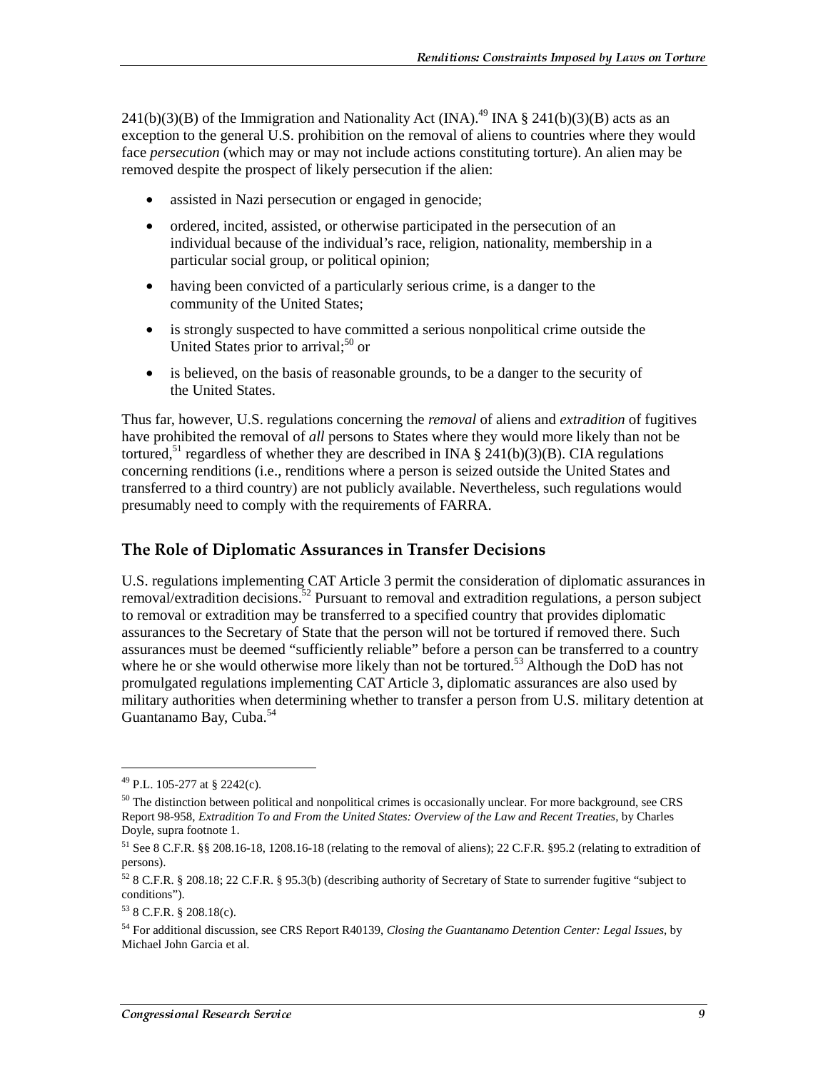241(b)(3)(B) of the Immigration and Nationality Act (INA).[49] INA § 241(b)(3)(B) acts as an exception to the general U.S. prohibition on the removal of aliens to countries where they would face *persecution* (which may or may not include actions constituting torture). An alien may be removed despite the prospect of likely persecution if the alien:

- assisted in Nazi persecution or engaged in genocide;
- ordered, incited, assisted, or otherwise participated in the persecution of an individual because of the individual's race, religion, nationality, membership in a particular social group, or political opinion;
- having been convicted of a particularly serious crime, is a danger to the community of the United States;
- is strongly suspected to have committed a serious nonpolitical crime outside the United States prior to arrival;[50] or
- is believed, on the basis of reasonable grounds, to be a danger to the security of the United States.

Thus far, however, U.S. regulations concerning the *removal* of aliens and *extradition* of fugitives have prohibited the removal of *all* persons to States where they would more likely than not be tortured,[51] regardless of whether they are described in INA § 241(b)(3)(B). CIA regulations concerning renditions (i.e., renditions where a person is seized outside the United States and transferred to a third country) are not publicly available. Nevertheless, such regulations would presumably need to comply with the requirements of FARRA.

## The Role of Diplomatic Assurances in Transfer Decisions

U.S. regulations implementing CAT Article 3 permit the consideration of diplomatic assurances in removal/extradition decisions.[52] Pursuant to removal and extradition regulations, a person subject to removal or extradition may be transferred to a specified country that provides diplomatic assurances to the Secretary of State that the person will not be tortured if removed there. Such assurances must be deemed "sufficiently reliable" before a person can be transferred to a country where he or she would otherwise more likely than not be tortured.[53] Although the DoD has not promulgated regulations implementing CAT Article 3, diplomatic assurances are also used by military authorities when determining whether to transfer a person from U.S. military detention at Guantanamo Bay, Cuba.[54]

---

[49] P.L. 105-277 at § 2242(c).

[50] The distinction between political and nonpolitical crimes is occasionally unclear. For more background, see CRS Report 98-958, *Extradition To and From the United States: Overview of the Law and Recent Treaties*, by Charles Doyle, supra footnote 1.

[51] See 8 C.F.R. §§ 208.16-18, 1208.16-18 (relating to the removal of aliens); 22 C.F.R. §95.2 (relating to extradition of persons).

[52] 8 C.F.R. § 208.18; 22 C.F.R. § 95.3(b) (describing authority of Secretary of State to surrender fugitive "subject to conditions").

[53] 8 C.F.R. § 208.18(c).

[54] For additional discussion, see CRS Report R40139, *Closing the Guantanamo Detention Center: Legal Issues*, by Michael John Garcia et al.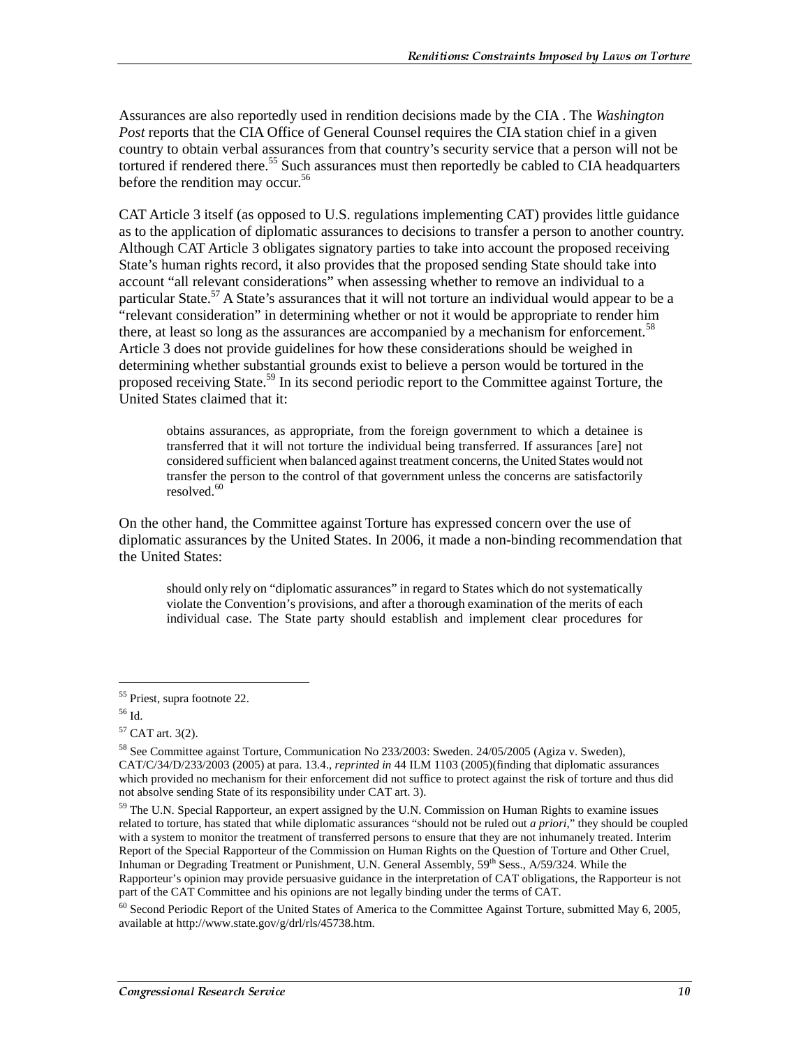Assurances are also reportedly used in rendition decisions made by the CIA . The *Washington Post* reports that the CIA Office of General Counsel requires the CIA station chief in a given country to obtain verbal assurances from that country's security service that a person will not be tortured if rendered there.[55] Such assurances must then reportedly be cabled to CIA headquarters before the rendition may occur.[56]

CAT Article 3 itself (as opposed to U.S. regulations implementing CAT) provides little guidance as to the application of diplomatic assurances to decisions to transfer a person to another country. Although CAT Article 3 obligates signatory parties to take into account the proposed receiving State's human rights record, it also provides that the proposed sending State should take into account "all relevant considerations" when assessing whether to remove an individual to a particular State.[57] A State's assurances that it will not torture an individual would appear to be a "relevant consideration" in determining whether or not it would be appropriate to render him there, at least so long as the assurances are accompanied by a mechanism for enforcement.[58] Article 3 does not provide guidelines for how these considerations should be weighed in determining whether substantial grounds exist to believe a person would be tortured in the proposed receiving State.[59] In its second periodic report to the Committee against Torture, the United States claimed that it:

> obtains assurances, as appropriate, from the foreign government to which a detainee is transferred that it will not torture the individual being transferred. If assurances [are] not considered sufficient when balanced against treatment concerns, the United States would not transfer the person to the control of that government unless the concerns are satisfactorily resolved.[60]

On the other hand, the Committee against Torture has expressed concern over the use of diplomatic assurances by the United States. In 2006, it made a non-binding recommendation that the United States:

> should only rely on "diplomatic assurances" in regard to States which do not systematically violate the Convention's provisions, and after a thorough examination of the merits of each individual case. The State party should establish and implement clear procedures for

---

[55] Priest, supra footnote 22.

[56] Id.

[57] CAT art. 3(2).

[58] See Committee against Torture, Communication No 233/2003: Sweden. 24/05/2005 (Agiza v. Sweden), CAT/C/34/D/233/2003 (2005) at para. 13.4., *reprinted in* 44 ILM 1103 (2005)(finding that diplomatic assurances which provided no mechanism for their enforcement did not suffice to protect against the risk of torture and thus did not absolve sending State of its responsibility under CAT art. 3).

[59] The U.N. Special Rapporteur, an expert assigned by the U.N. Commission on Human Rights to examine issues related to torture, has stated that while diplomatic assurances "should not be ruled out *a priori*," they should be coupled with a system to monitor the treatment of transferred persons to ensure that they are not inhumanely treated. Interim Report of the Special Rapporteur of the Commission on Human Rights on the Question of Torture and Other Cruel, Inhuman or Degrading Treatment or Punishment, U.N. General Assembly, 59th Sess., A/59/324. While the Rapporteur's opinion may provide persuasive guidance in the interpretation of CAT obligations, the Rapporteur is not part of the CAT Committee and his opinions are not legally binding under the terms of CAT.

[60] Second Periodic Report of the United States of America to the Committee Against Torture, submitted May 6, 2005, available at http://www.state.gov/g/drl/rls/45738.htm.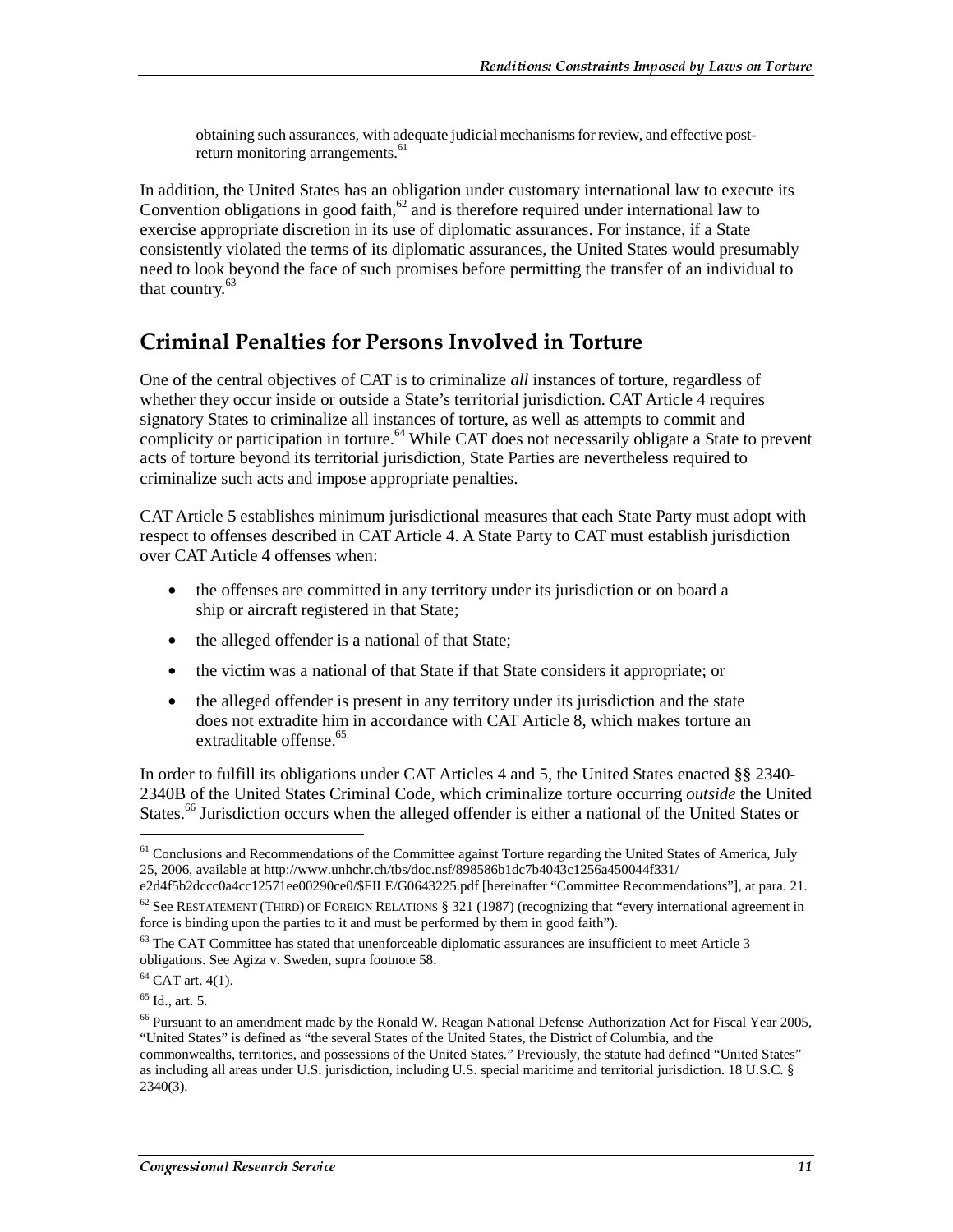obtaining such assurances, with adequate judicial mechanisms for review, and effective post-return monitoring arrangements.[61]

In addition, the United States has an obligation under customary international law to execute its Convention obligations in good faith,[62] and is therefore required under international law to exercise appropriate discretion in its use of diplomatic assurances. For instance, if a State consistently violated the terms of its diplomatic assurances, the United States would presumably need to look beyond the face of such promises before permitting the transfer of an individual to that country.[63]

## Criminal Penalties for Persons Involved in Torture

One of the central objectives of CAT is to criminalize *all* instances of torture, regardless of whether they occur inside or outside a State's territorial jurisdiction. CAT Article 4 requires signatory States to criminalize all instances of torture, as well as attempts to commit and complicity or participation in torture.[64] While CAT does not necessarily obligate a State to prevent acts of torture beyond its territorial jurisdiction, State Parties are nevertheless required to criminalize such acts and impose appropriate penalties.

CAT Article 5 establishes minimum jurisdictional measures that each State Party must adopt with respect to offenses described in CAT Article 4. A State Party to CAT must establish jurisdiction over CAT Article 4 offenses when:

- the offenses are committed in any territory under its jurisdiction or on board a ship or aircraft registered in that State;
- the alleged offender is a national of that State;
- the victim was a national of that State if that State considers it appropriate; or
- the alleged offender is present in any territory under its jurisdiction and the state does not extradite him in accordance with CAT Article 8, which makes torture an extraditable offense.[65]

In order to fulfill its obligations under CAT Articles 4 and 5, the United States enacted §§ 2340-2340B of the United States Criminal Code, which criminalize torture occurring *outside* the United States.[66] Jurisdiction occurs when the alleged offender is either a national of the United States or

---

[61] Conclusions and Recommendations of the Committee against Torture regarding the United States of America, July 25, 2006, available at http://www.unhchr.ch/tbs/doc.nsf/898586b1dc7b4043c1256a450044f331/e2d4f5b2dccc0a4cc12571ee00290ce0/$FILE/G0643225.pdf [hereinafter "Committee Recommendations"], at para. 21.

[62] See RESTATEMENT (THIRD) OF FOREIGN RELATIONS § 321 (1987) (recognizing that "every international agreement in force is binding upon the parties to it and must be performed by them in good faith").

[63] The CAT Committee has stated that unenforceable diplomatic assurances are insufficient to meet Article 3 obligations. See Agiza v. Sweden, supra footnote 58.

[64] CAT art. 4(1).

[65] Id., art. 5.

[66] Pursuant to an amendment made by the Ronald W. Reagan National Defense Authorization Act for Fiscal Year 2005, "United States" is defined as "the several States of the United States, the District of Columbia, and the commonwealths, territories, and possessions of the United States." Previously, the statute had defined "United States" as including all areas under U.S. jurisdiction, including U.S. special maritime and territorial jurisdiction. 18 U.S.C. § 2340(3).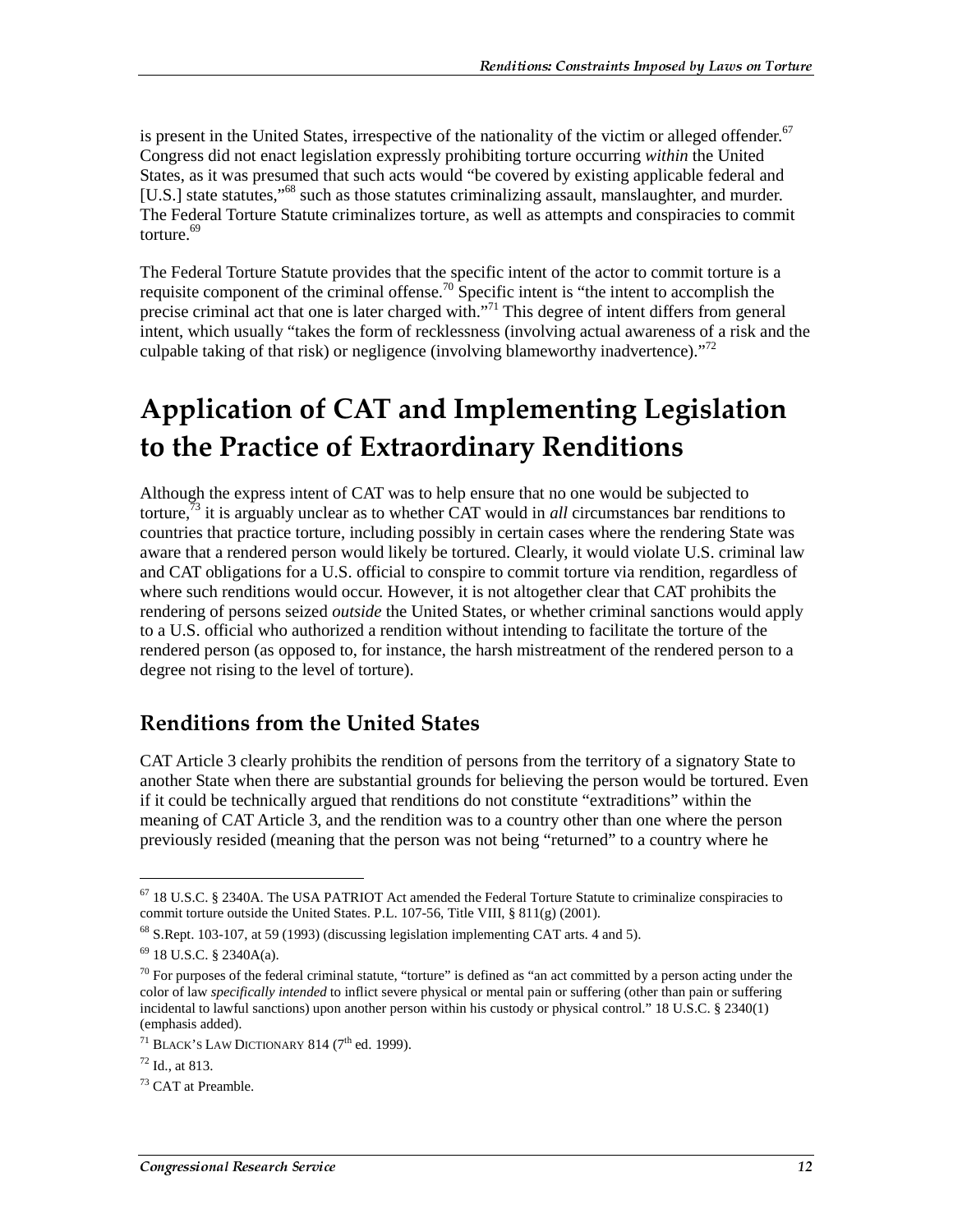is present in the United States, irrespective of the nationality of the victim or alleged offender.[67] Congress did not enact legislation expressly prohibiting torture occurring *within* the United States, as it was presumed that such acts would "be covered by existing applicable federal and [U.S.] state statutes,"[68] such as those statutes criminalizing assault, manslaughter, and murder. The Federal Torture Statute criminalizes torture, as well as attempts and conspiracies to commit torture.[69]

The Federal Torture Statute provides that the specific intent of the actor to commit torture is a requisite component of the criminal offense.[70] Specific intent is "the intent to accomplish the precise criminal act that one is later charged with."[71] This degree of intent differs from general intent, which usually "takes the form of recklessness (involving actual awareness of a risk and the culpable taking of that risk) or negligence (involving blameworthy inadvertence)."[72]

# Application of CAT and Implementing Legislation to the Practice of Extraordinary Renditions

Although the express intent of CAT was to help ensure that no one would be subjected to torture,[73] it is arguably unclear as to whether CAT would in *all* circumstances bar renditions to countries that practice torture, including possibly in certain cases where the rendering State was aware that a rendered person would likely be tortured. Clearly, it would violate U.S. criminal law and CAT obligations for a U.S. official to conspire to commit torture via rendition, regardless of where such renditions would occur. However, it is not altogether clear that CAT prohibits the rendering of persons seized *outside* the United States, or whether criminal sanctions would apply to a U.S. official who authorized a rendition without intending to facilitate the torture of the rendered person (as opposed to, for instance, the harsh mistreatment of the rendered person to a degree not rising to the level of torture).

## Renditions from the United States

CAT Article 3 clearly prohibits the rendition of persons from the territory of a signatory State to another State when there are substantial grounds for believing the person would be tortured. Even if it could be technically argued that renditions do not constitute "extraditions" within the meaning of CAT Article 3, and the rendition was to a country other than one where the person previously resided (meaning that the person was not being "returned" to a country where he

---

[67] 18 U.S.C. § 2340A. The USA PATRIOT Act amended the Federal Torture Statute to criminalize conspiracies to commit torture outside the United States. P.L. 107-56, Title VIII, § 811(g) (2001).

[68] S.Rept. 103-107, at 59 (1993) (discussing legislation implementing CAT arts. 4 and 5).

[69] 18 U.S.C. § 2340A(a).

[70] For purposes of the federal criminal statute, "torture" is defined as "an act committed by a person acting under the color of law *specifically intended* to inflict severe physical or mental pain or suffering (other than pain or suffering incidental to lawful sanctions) upon another person within his custody or physical control." 18 U.S.C. § 2340(1) (emphasis added).

[71] BLACK'S LAW DICTIONARY 814 (7th ed. 1999).

[72] Id., at 813.

[73] CAT at Preamble.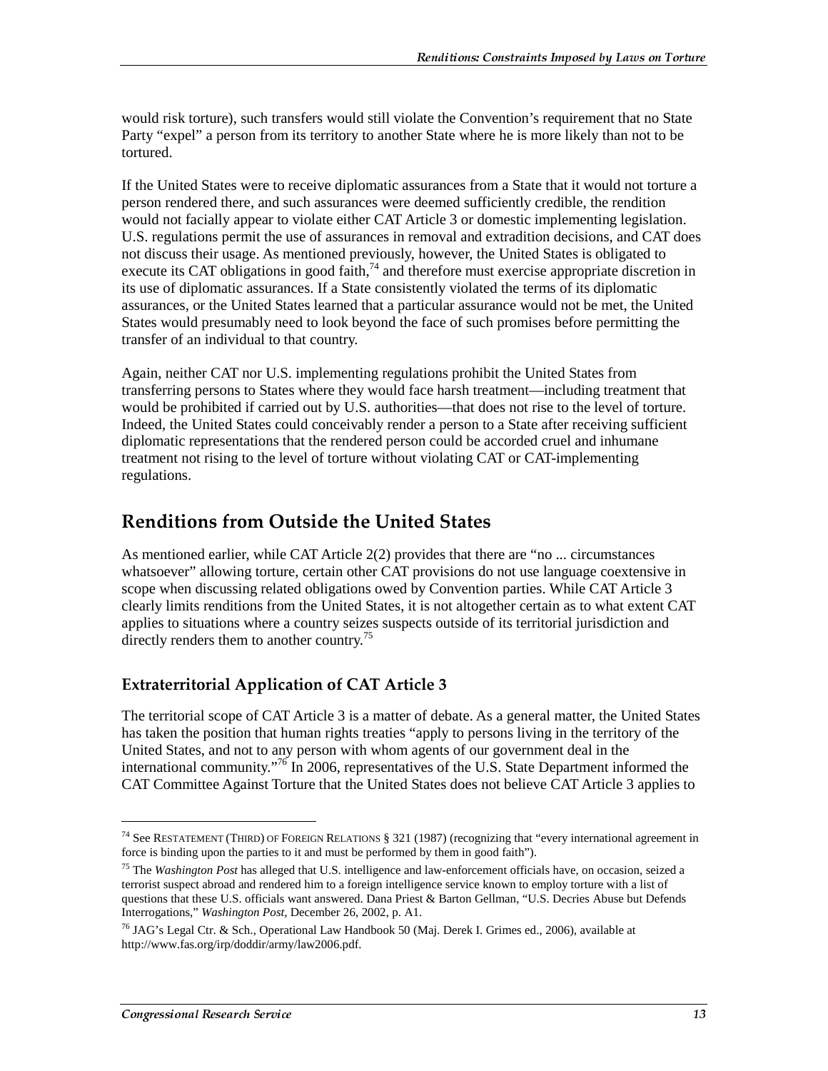would risk torture), such transfers would still violate the Convention's requirement that no State Party "expel" a person from its territory to another State where he is more likely than not to be tortured.

If the United States were to receive diplomatic assurances from a State that it would not torture a person rendered there, and such assurances were deemed sufficiently credible, the rendition would not facially appear to violate either CAT Article 3 or domestic implementing legislation. U.S. regulations permit the use of assurances in removal and extradition decisions, and CAT does not discuss their usage. As mentioned previously, however, the United States is obligated to execute its CAT obligations in good faith,[74] and therefore must exercise appropriate discretion in its use of diplomatic assurances. If a State consistently violated the terms of its diplomatic assurances, or the United States learned that a particular assurance would not be met, the United States would presumably need to look beyond the face of such promises before permitting the transfer of an individual to that country.

Again, neither CAT nor U.S. implementing regulations prohibit the United States from transferring persons to States where they would face harsh treatment—including treatment that would be prohibited if carried out by U.S. authorities—that does not rise to the level of torture. Indeed, the United States could conceivably render a person to a State after receiving sufficient diplomatic representations that the rendered person could be accorded cruel and inhumane treatment not rising to the level of torture without violating CAT or CAT-implementing regulations.

## Renditions from Outside the United States

As mentioned earlier, while CAT Article 2(2) provides that there are "no ... circumstances whatsoever" allowing torture, certain other CAT provisions do not use language coextensive in scope when discussing related obligations owed by Convention parties. While CAT Article 3 clearly limits renditions from the United States, it is not altogether certain as to what extent CAT applies to situations where a country seizes suspects outside of its territorial jurisdiction and directly renders them to another country.[75]

### Extraterritorial Application of CAT Article 3

The territorial scope of CAT Article 3 is a matter of debate. As a general matter, the United States has taken the position that human rights treaties "apply to persons living in the territory of the United States, and not to any person with whom agents of our government deal in the international community."[76] In 2006, representatives of the U.S. State Department informed the CAT Committee Against Torture that the United States does not believe CAT Article 3 applies to

---

[74] See RESTATEMENT (THIRD) OF FOREIGN RELATIONS § 321 (1987) (recognizing that "every international agreement in force is binding upon the parties to it and must be performed by them in good faith").

[75] The *Washington Post* has alleged that U.S. intelligence and law-enforcement officials have, on occasion, seized a terrorist suspect abroad and rendered him to a foreign intelligence service known to employ torture with a list of questions that these U.S. officials want answered. Dana Priest & Barton Gellman, "U.S. Decries Abuse but Defends Interrogations," *Washington Post*, December 26, 2002, p. A1.

[76] JAG's Legal Ctr. & Sch., Operational Law Handbook 50 (Maj. Derek I. Grimes ed., 2006), available at http://www.fas.org/irp/doddir/army/law2006.pdf.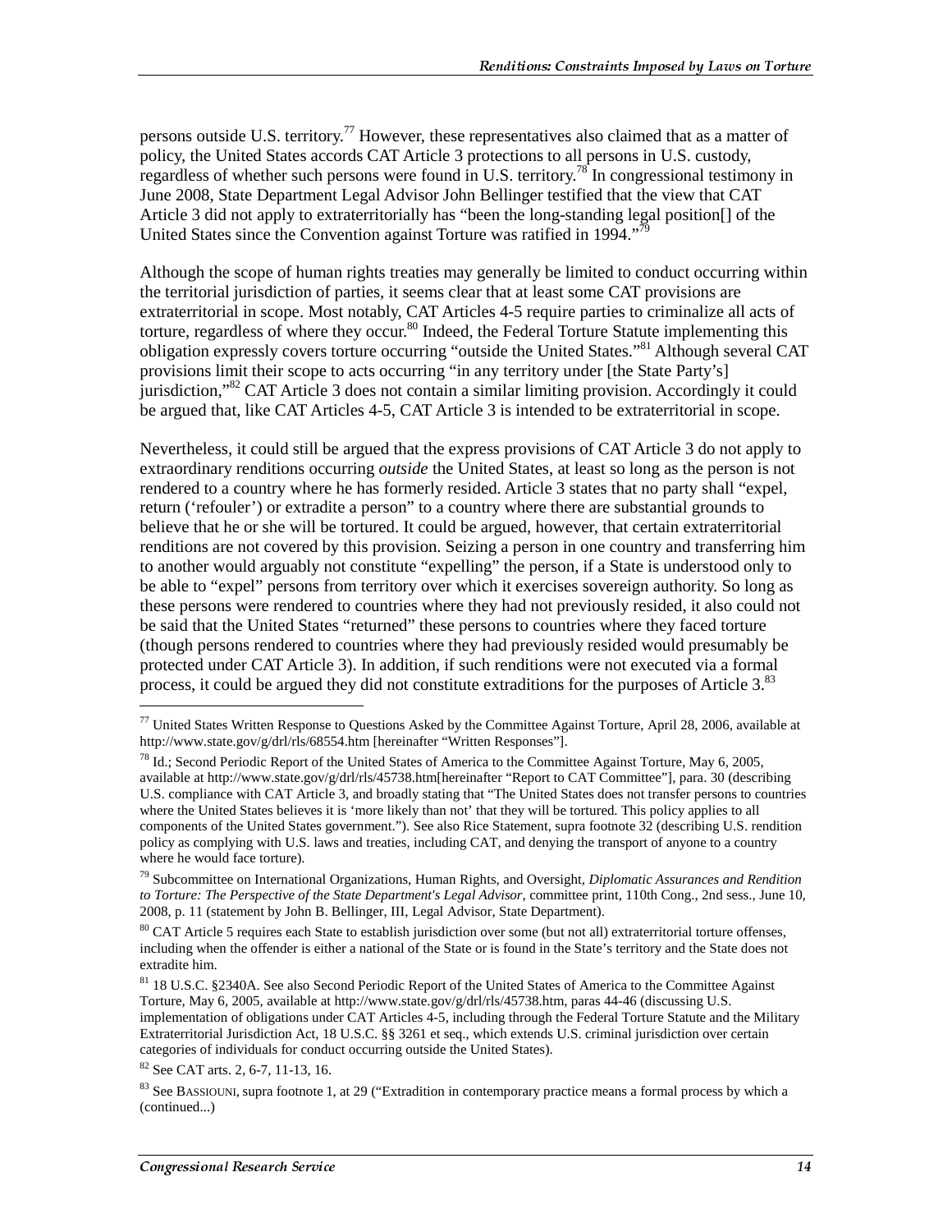persons outside U.S. territory.[77] However, these representatives also claimed that as a matter of policy, the United States accords CAT Article 3 protections to all persons in U.S. custody, regardless of whether such persons were found in U.S. territory.[78] In congressional testimony in June 2008, State Department Legal Advisor John Bellinger testified that the view that CAT Article 3 did not apply to extraterritorially has "been the long-standing legal position[] of the United States since the Convention against Torture was ratified in 1994."[79]

Although the scope of human rights treaties may generally be limited to conduct occurring within the territorial jurisdiction of parties, it seems clear that at least some CAT provisions are extraterritorial in scope. Most notably, CAT Articles 4-5 require parties to criminalize all acts of torture, regardless of where they occur.[80] Indeed, the Federal Torture Statute implementing this obligation expressly covers torture occurring "outside the United States."[81] Although several CAT provisions limit their scope to acts occurring "in any territory under [the State Party's] jurisdiction,"[82] CAT Article 3 does not contain a similar limiting provision. Accordingly it could be argued that, like CAT Articles 4-5, CAT Article 3 is intended to be extraterritorial in scope.

Nevertheless, it could still be argued that the express provisions of CAT Article 3 do not apply to extraordinary renditions occurring *outside* the United States, at least so long as the person is not rendered to a country where he has formerly resided. Article 3 states that no party shall "expel, return ('refouler') or extradite a person" to a country where there are substantial grounds to believe that he or she will be tortured. It could be argued, however, that certain extraterritorial renditions are not covered by this provision. Seizing a person in one country and transferring him to another would arguably not constitute "expelling" the person, if a State is understood only to be able to "expel" persons from territory over which it exercises sovereign authority. So long as these persons were rendered to countries where they had not previously resided, it also could not be said that the United States "returned" these persons to countries where they faced torture (though persons rendered to countries where they had previously resided would presumably be protected under CAT Article 3). In addition, if such renditions were not executed via a formal process, it could be argued they did not constitute extraditions for the purposes of Article 3.[83]

---

[77] United States Written Response to Questions Asked by the Committee Against Torture, April 28, 2006, available at http://www.state.gov/g/drl/rls/68554.htm [hereinafter "Written Responses"].

[78] Id.; Second Periodic Report of the United States of America to the Committee Against Torture, May 6, 2005, available at http://www.state.gov/g/drl/rls/45738.htm[hereinafter "Report to CAT Committee"], para. 30 (describing U.S. compliance with CAT Article 3, and broadly stating that "The United States does not transfer persons to countries where the United States believes it is 'more likely than not' that they will be tortured. This policy applies to all components of the United States government."). See also Rice Statement, supra footnote 32 (describing U.S. rendition policy as complying with U.S. laws and treaties, including CAT, and denying the transport of anyone to a country where he would face torture).

[79] Subcommittee on International Organizations, Human Rights, and Oversight, *Diplomatic Assurances and Rendition to Torture: The Perspective of the State Department's Legal Advisor*, committee print, 110th Cong., 2nd sess., June 10, 2008, p. 11 (statement by John B. Bellinger, III, Legal Advisor, State Department).

[80] CAT Article 5 requires each State to establish jurisdiction over some (but not all) extraterritorial torture offenses, including when the offender is either a national of the State or is found in the State's territory and the State does not extradite him.

[81] 18 U.S.C. §2340A. See also Second Periodic Report of the United States of America to the Committee Against Torture, May 6, 2005, available at http://www.state.gov/g/drl/rls/45738.htm, paras 44-46 (discussing U.S. implementation of obligations under CAT Articles 4-5, including through the Federal Torture Statute and the Military Extraterritorial Jurisdiction Act, 18 U.S.C. §§ 3261 et seq., which extends U.S. criminal jurisdiction over certain categories of individuals for conduct occurring outside the United States).

[82] See CAT arts. 2, 6-7, 11-13, 16.

[83] See BASSIOUNI, supra footnote 1, at 29 ("Extradition in contemporary practice means a formal process by which a (continued...)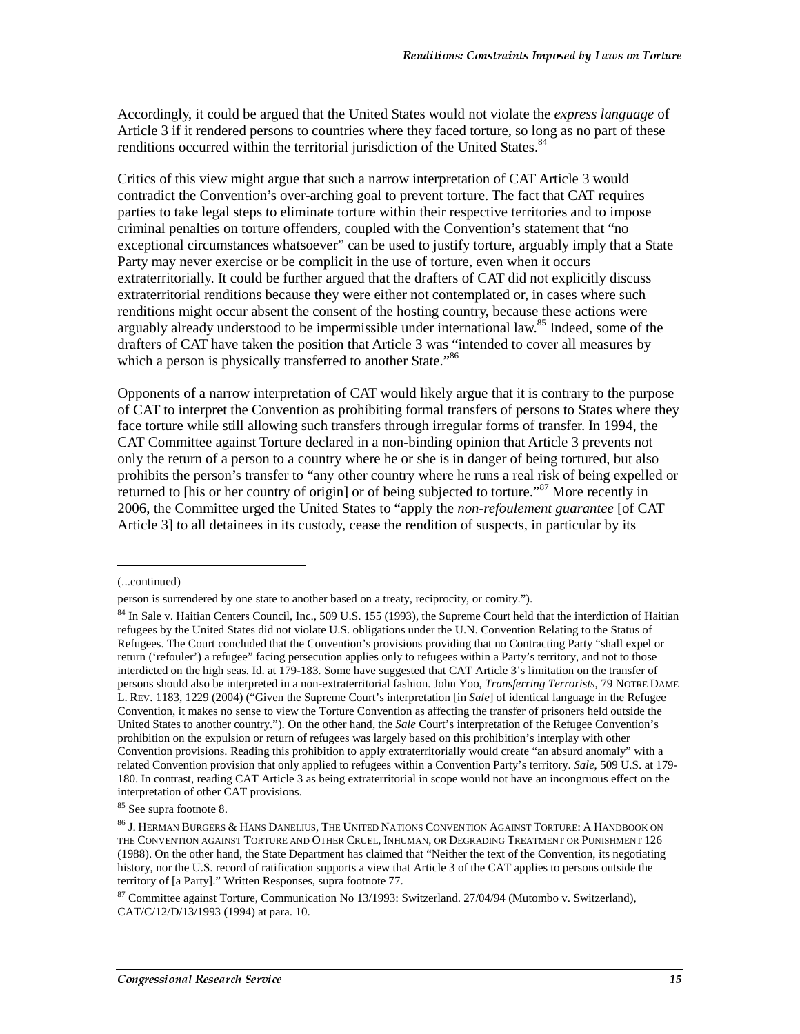Accordingly, it could be argued that the United States would not violate the *express language* of Article 3 if it rendered persons to countries where they faced torture, so long as no part of these renditions occurred within the territorial jurisdiction of the United States.[84]

Critics of this view might argue that such a narrow interpretation of CAT Article 3 would contradict the Convention's over-arching goal to prevent torture. The fact that CAT requires parties to take legal steps to eliminate torture within their respective territories and to impose criminal penalties on torture offenders, coupled with the Convention's statement that "no exceptional circumstances whatsoever" can be used to justify torture, arguably imply that a State Party may never exercise or be complicit in the use of torture, even when it occurs extraterritorially. It could be further argued that the drafters of CAT did not explicitly discuss extraterritorial renditions because they were either not contemplated or, in cases where such renditions might occur absent the consent of the hosting country, because these actions were arguably already understood to be impermissible under international law.[85] Indeed, some of the drafters of CAT have taken the position that Article 3 was "intended to cover all measures by which a person is physically transferred to another State."[86]

Opponents of a narrow interpretation of CAT would likely argue that it is contrary to the purpose of CAT to interpret the Convention as prohibiting formal transfers of persons to States where they face torture while still allowing such transfers through irregular forms of transfer. In 1994, the CAT Committee against Torture declared in a non-binding opinion that Article 3 prevents not only the return of a person to a country where he or she is in danger of being tortured, but also prohibits the person's transfer to "any other country where he runs a real risk of being expelled or returned to [his or her country of origin] or of being subjected to torture."[87] More recently in 2006, the Committee urged the United States to "apply the *non-refoulement guarantee* [of CAT Article 3] to all detainees in its custody, cease the rendition of suspects, in particular by its

---

(...continued)

person is surrendered by one state to another based on a treaty, reciprocity, or comity.").

[84] In Sale v. Haitian Centers Council, Inc., 509 U.S. 155 (1993), the Supreme Court held that the interdiction of Haitian refugees by the United States did not violate U.S. obligations under the U.N. Convention Relating to the Status of Refugees. The Court concluded that the Convention's provisions providing that no Contracting Party "shall expel or return ('refouler') a refugee" facing persecution applies only to refugees within a Party's territory, and not to those interdicted on the high seas. Id. at 179-183. Some have suggested that CAT Article 3's limitation on the transfer of persons should also be interpreted in a non-extraterritorial fashion. John Yoo, *Transferring Terrorists*, 79 NOTRE DAME L. REV. 1183, 1229 (2004) ("Given the Supreme Court's interpretation [in *Sale*] of identical language in the Refugee Convention, it makes no sense to view the Torture Convention as affecting the transfer of prisoners held outside the United States to another country."). On the other hand, the *Sale* Court's interpretation of the Refugee Convention's prohibition on the expulsion or return of refugees was largely based on this prohibition's interplay with other Convention provisions. Reading this prohibition to apply extraterritorially would create "an absurd anomaly" with a related Convention provision that only applied to refugees within a Convention Party's territory. *Sale*, 509 U.S. at 179-180. In contrast, reading CAT Article 3 as being extraterritorial in scope would not have an incongruous effect on the interpretation of other CAT provisions.

[85] See supra footnote 8.

[86] J. HERMAN BURGERS & HANS DANELIUS, THE UNITED NATIONS CONVENTION AGAINST TORTURE: A HANDBOOK ON THE CONVENTION AGAINST TORTURE AND OTHER CRUEL, INHUMAN, OR DEGRADING TREATMENT OR PUNISHMENT 126 (1988). On the other hand, the State Department has claimed that "Neither the text of the Convention, its negotiating history, nor the U.S. record of ratification supports a view that Article 3 of the CAT applies to persons outside the territory of [a Party]." Written Responses, supra footnote 77.

[87] Committee against Torture, Communication No 13/1993: Switzerland. 27/04/94 (Mutombo v. Switzerland), CAT/C/12/D/13/1993 (1994) at para. 10.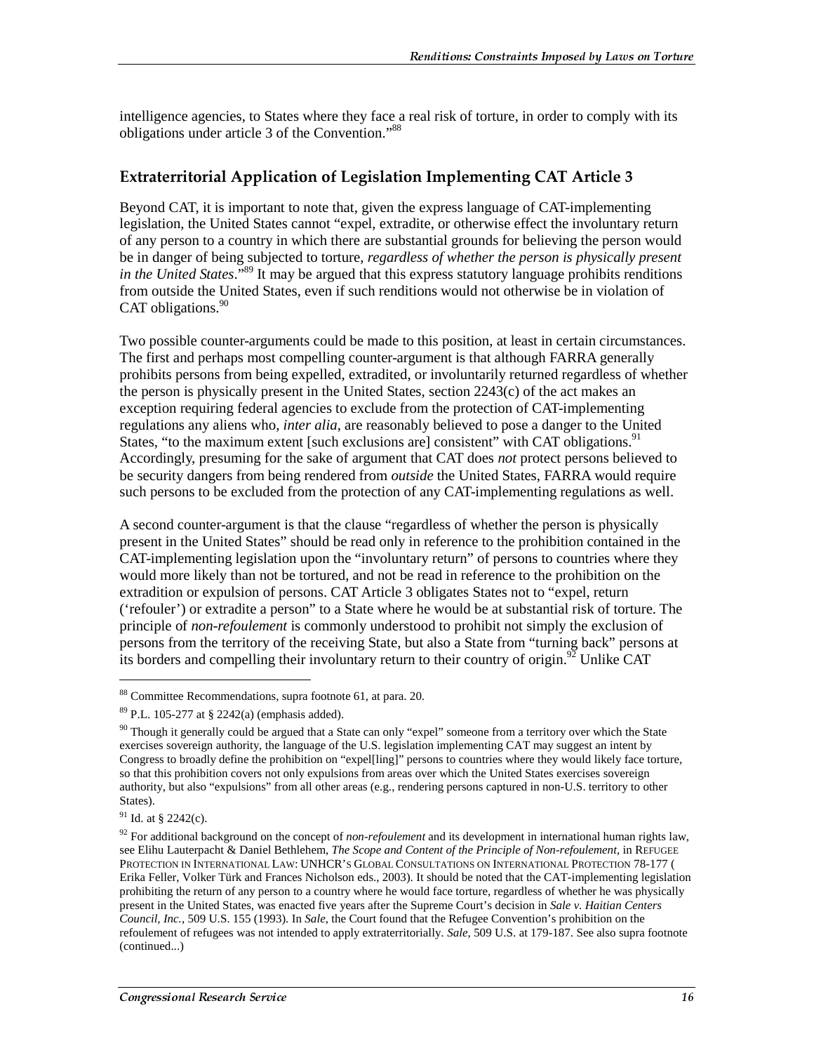intelligence agencies, to States where they face a real risk of torture, in order to comply with its obligations under article 3 of the Convention."[88]

## Extraterritorial Application of Legislation Implementing CAT Article 3

Beyond CAT, it is important to note that, given the express language of CAT-implementing legislation, the United States cannot "expel, extradite, or otherwise effect the involuntary return of any person to a country in which there are substantial grounds for believing the person would be in danger of being subjected to torture, *regardless of whether the person is physically present in the United States*."[89] It may be argued that this express statutory language prohibits renditions from outside the United States, even if such renditions would not otherwise be in violation of CAT obligations.[90]

Two possible counter-arguments could be made to this position, at least in certain circumstances. The first and perhaps most compelling counter-argument is that although FARRA generally prohibits persons from being expelled, extradited, or involuntarily returned regardless of whether the person is physically present in the United States, section 2243(c) of the act makes an exception requiring federal agencies to exclude from the protection of CAT-implementing regulations any aliens who, *inter alia*, are reasonably believed to pose a danger to the United States, "to the maximum extent [such exclusions are] consistent" with CAT obligations.[91] Accordingly, presuming for the sake of argument that CAT does *not* protect persons believed to be security dangers from being rendered from *outside* the United States, FARRA would require such persons to be excluded from the protection of any CAT-implementing regulations as well.

A second counter-argument is that the clause "regardless of whether the person is physically present in the United States" should be read only in reference to the prohibition contained in the CAT-implementing legislation upon the "involuntary return" of persons to countries where they would more likely than not be tortured, and not be read in reference to the prohibition on the extradition or expulsion of persons. CAT Article 3 obligates States not to "expel, return ('refouler') or extradite a person" to a State where he would be at substantial risk of torture. The principle of *non-refoulement* is commonly understood to prohibit not simply the exclusion of persons from the territory of the receiving State, but also a State from "turning back" persons at its borders and compelling their involuntary return to their country of origin.[92] Unlike CAT

---

[88] Committee Recommendations, supra footnote 61, at para. 20.

[89] P.L. 105-277 at § 2242(a) (emphasis added).

[90] Though it generally could be argued that a State can only "expel" someone from a territory over which the State exercises sovereign authority, the language of the U.S. legislation implementing CAT may suggest an intent by Congress to broadly define the prohibition on "expel[ling]" persons to countries where they would likely face torture, so that this prohibition covers not only expulsions from areas over which the United States exercises sovereign authority, but also "expulsions" from all other areas (e.g., rendering persons captured in non-U.S. territory to other States).

[91] Id. at § 2242(c).

[92] For additional background on the concept of *non-refoulement* and its development in international human rights law, see Elihu Lauterpacht & Daniel Bethlehem, *The Scope and Content of the Principle of Non-refoulement*, in REFUGEE PROTECTION IN INTERNATIONAL LAW: UNHCR'S GLOBAL CONSULTATIONS ON INTERNATIONAL PROTECTION 78-177 ( Erika Feller, Volker Türk and Frances Nicholson eds., 2003). It should be noted that the CAT-implementing legislation prohibiting the return of any person to a country where he would face torture, regardless of whether he was physically present in the United States, was enacted five years after the Supreme Court's decision in *Sale v. Haitian Centers Council, Inc.*, 509 U.S. 155 (1993). In *Sale*, the Court found that the Refugee Convention's prohibition on the refoulement of refugees was not intended to apply extraterritorially. *Sale*, 509 U.S. at 179-187. See also supra footnote (continued...)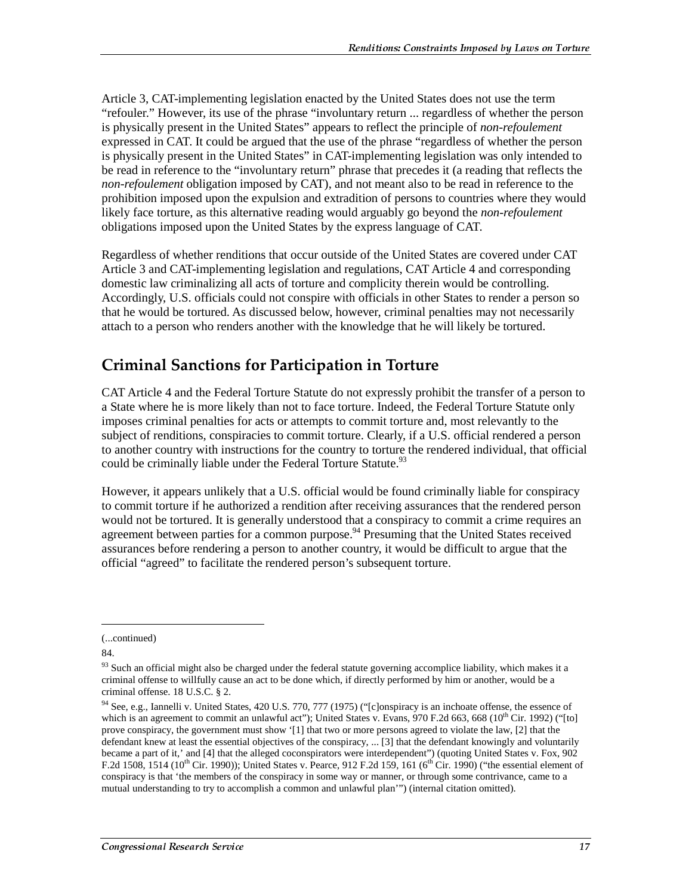Article 3, CAT-implementing legislation enacted by the United States does not use the term "refouler." However, its use of the phrase "involuntary return ... regardless of whether the person is physically present in the United States" appears to reflect the principle of *non-refoulement* expressed in CAT. It could be argued that the use of the phrase "regardless of whether the person is physically present in the United States" in CAT-implementing legislation was only intended to be read in reference to the "involuntary return" phrase that precedes it (a reading that reflects the *non-refoulement* obligation imposed by CAT), and not meant also to be read in reference to the prohibition imposed upon the expulsion and extradition of persons to countries where they would likely face torture, as this alternative reading would arguably go beyond the *non-refoulement* obligations imposed upon the United States by the express language of CAT.

Regardless of whether renditions that occur outside of the United States are covered under CAT Article 3 and CAT-implementing legislation and regulations, CAT Article 4 and corresponding domestic law criminalizing all acts of torture and complicity therein would be controlling. Accordingly, U.S. officials could not conspire with officials in other States to render a person so that he would be tortured. As discussed below, however, criminal penalties may not necessarily attach to a person who renders another with the knowledge that he will likely be tortured.

## Criminal Sanctions for Participation in Torture

CAT Article 4 and the Federal Torture Statute do not expressly prohibit the transfer of a person to a State where he is more likely than not to face torture. Indeed, the Federal Torture Statute only imposes criminal penalties for acts or attempts to commit torture and, most relevantly to the subject of renditions, conspiracies to commit torture. Clearly, if a U.S. official rendered a person to another country with instructions for the country to torture the rendered individual, that official could be criminally liable under the Federal Torture Statute.[93]

However, it appears unlikely that a U.S. official would be found criminally liable for conspiracy to commit torture if he authorized a rendition after receiving assurances that the rendered person would not be tortured. It is generally understood that a conspiracy to commit a crime requires an agreement between parties for a common purpose.[94] Presuming that the United States received assurances before rendering a person to another country, it would be difficult to argue that the official "agreed" to facilitate the rendered person's subsequent torture.

---

(...continued)

84.

[93] Such an official might also be charged under the federal statute governing accomplice liability, which makes it a criminal offense to willfully cause an act to be done which, if directly performed by him or another, would be a criminal offense. 18 U.S.C. § 2.

[94] See, e.g., Iannelli v. United States, 420 U.S. 770, 777 (1975) ("[c]onspiracy is an inchoate offense, the essence of which is an agreement to commit an unlawful act"); United States v. Evans, 970 F.2d 663, 668 (10th Cir. 1992) ("[to] prove conspiracy, the government must show '[1] that two or more persons agreed to violate the law, [2] that the defendant knew at least the essential objectives of the conspiracy, ... [3] that the defendant knowingly and voluntarily became a part of it,' and [4] that the alleged coconspirators were interdependent") (quoting United States v. Fox, 902 F.2d 1508, 1514 (10th Cir. 1990)); United States v. Pearce, 912 F.2d 159, 161 (6th Cir. 1990) ("the essential element of conspiracy is that 'the members of the conspiracy in some way or manner, or through some contrivance, came to a mutual understanding to try to accomplish a common and unlawful plan'") (internal citation omitted).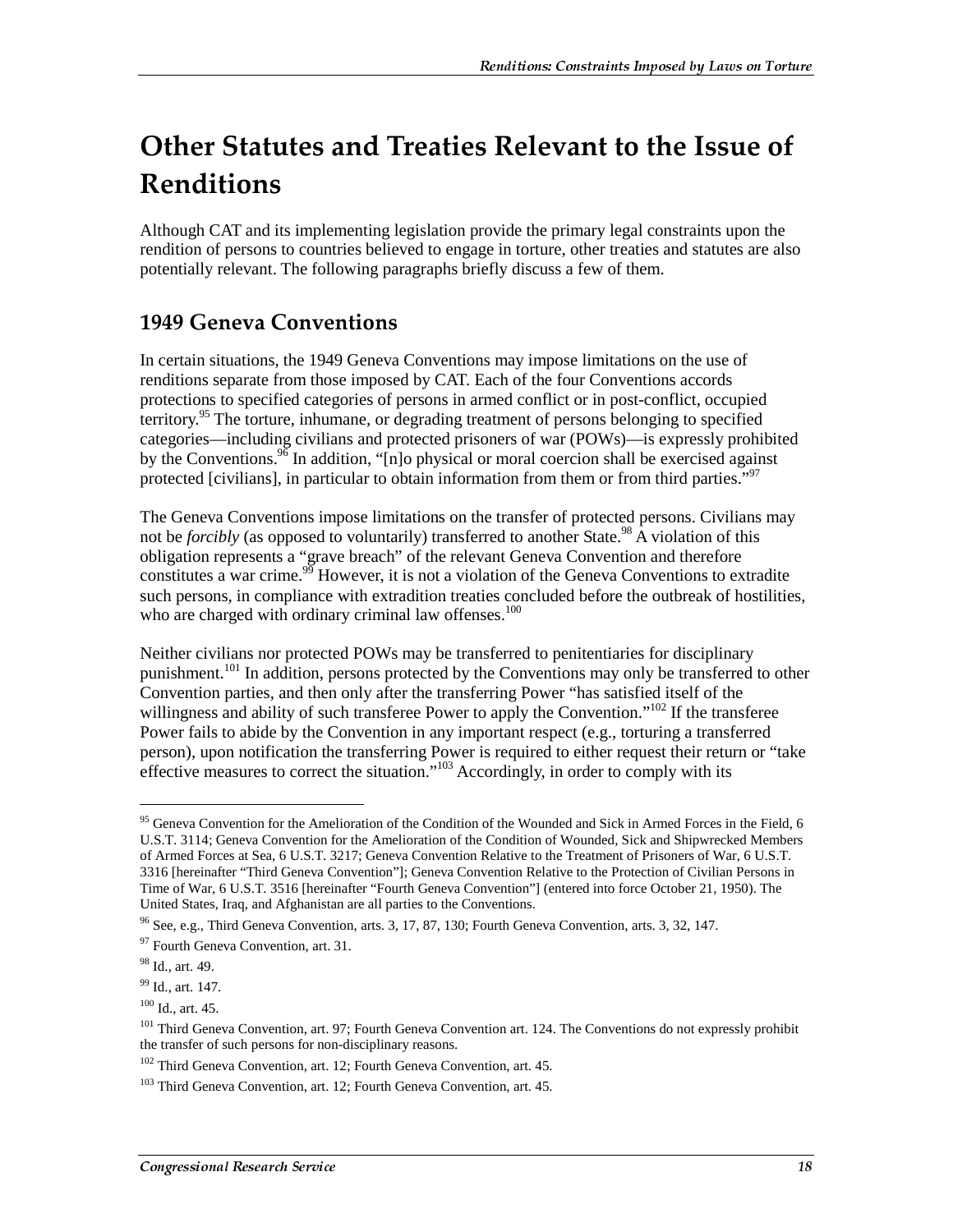# Other Statutes and Treaties Relevant to the Issue of Renditions

Although CAT and its implementing legislation provide the primary legal constraints upon the rendition of persons to countries believed to engage in torture, other treaties and statutes are also potentially relevant. The following paragraphs briefly discuss a few of them.

## 1949 Geneva Conventions

In certain situations, the 1949 Geneva Conventions may impose limitations on the use of renditions separate from those imposed by CAT. Each of the four Conventions accords protections to specified categories of persons in armed conflict or in post-conflict, occupied territory.[95] The torture, inhumane, or degrading treatment of persons belonging to specified categories—including civilians and protected prisoners of war (POWs)—is expressly prohibited by the Conventions.[96] In addition, "[n]o physical or moral coercion shall be exercised against protected [civilians], in particular to obtain information from them or from third parties."[97]

The Geneva Conventions impose limitations on the transfer of protected persons. Civilians may not be *forcibly* (as opposed to voluntarily) transferred to another State.[98] A violation of this obligation represents a "grave breach" of the relevant Geneva Convention and therefore constitutes a war crime.[99] However, it is not a violation of the Geneva Conventions to extradite such persons, in compliance with extradition treaties concluded before the outbreak of hostilities, who are charged with ordinary criminal law offenses.[100]

Neither civilians nor protected POWs may be transferred to penitentiaries for disciplinary punishment.[101] In addition, persons protected by the Conventions may only be transferred to other Convention parties, and then only after the transferring Power "has satisfied itself of the willingness and ability of such transferee Power to apply the Convention."[102] If the transferee Power fails to abide by the Convention in any important respect (e.g., torturing a transferred person), upon notification the transferring Power is required to either request their return or "take effective measures to correct the situation."[103] Accordingly, in order to comply with its

---

[95] Geneva Convention for the Amelioration of the Condition of the Wounded and Sick in Armed Forces in the Field, 6 U.S.T. 3114; Geneva Convention for the Amelioration of the Condition of Wounded, Sick and Shipwrecked Members of Armed Forces at Sea, 6 U.S.T. 3217; Geneva Convention Relative to the Treatment of Prisoners of War, 6 U.S.T. 3316 [hereinafter "Third Geneva Convention"]; Geneva Convention Relative to the Protection of Civilian Persons in Time of War, 6 U.S.T. 3516 [hereinafter "Fourth Geneva Convention"] (entered into force October 21, 1950). The United States, Iraq, and Afghanistan are all parties to the Conventions.

[96] See, e.g., Third Geneva Convention, arts. 3, 17, 87, 130; Fourth Geneva Convention, arts. 3, 32, 147.

[97] Fourth Geneva Convention, art. 31.

[98] Id., art. 49.

[99] Id., art. 147.

[100] Id., art. 45.

[101] Third Geneva Convention, art. 97; Fourth Geneva Convention art. 124. The Conventions do not expressly prohibit the transfer of such persons for non-disciplinary reasons.

[102] Third Geneva Convention, art. 12; Fourth Geneva Convention, art. 45.

[103] Third Geneva Convention, art. 12; Fourth Geneva Convention, art. 45.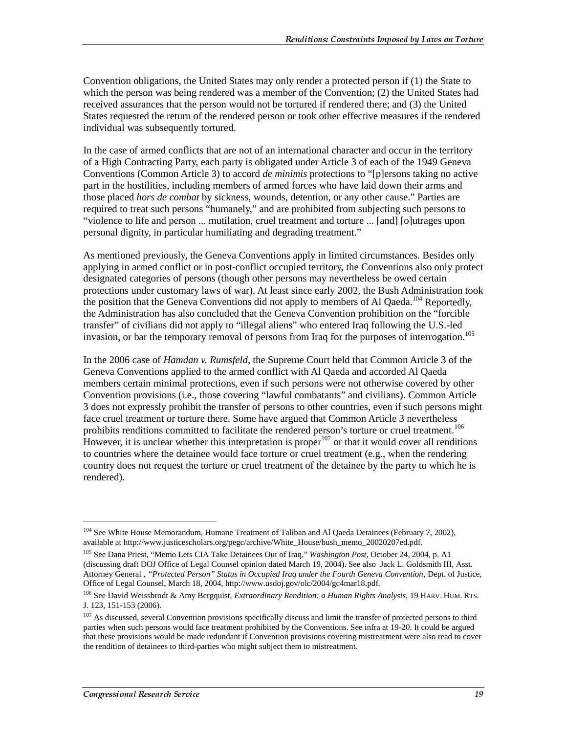Convention obligations, the United States may only render a protected person if (1) the State to which the person was being rendered was a member of the Convention; (2) the United States had received assurances that the person would not be tortured if rendered there; and (3) the United States requested the return of the rendered person or took other effective measures if the rendered individual was subsequently tortured.

In the case of armed conflicts that are not of an international character and occur in the territory of a High Contracting Party, each party is obligated under Article 3 of each of the 1949 Geneva Conventions (Common Article 3) to accord *de minimis* protections to "[p]ersons taking no active part in the hostilities, including members of armed forces who have laid down their arms and those placed *hors de combat* by sickness, wounds, detention, or any other cause." Parties are required to treat such persons "humanely," and are prohibited from subjecting such persons to "violence to life and person ... mutilation, cruel treatment and torture ... [and] [o]utrages upon personal dignity, in particular humiliating and degrading treatment."

As mentioned previously, the Geneva Conventions apply in limited circumstances. Besides only applying in armed conflict or in post-conflict occupied territory, the Conventions also only protect designated categories of persons (though other persons may nevertheless be owed certain protections under customary laws of war). At least since early 2002, the Bush Administration took the position that the Geneva Conventions did not apply to members of Al Qaeda.[104] Reportedly, the Administration has also concluded that the Geneva Convention prohibition on the "forcible transfer" of civilians did not apply to "illegal aliens" who entered Iraq following the U.S.-led invasion, or bar the temporary removal of persons from Iraq for the purposes of interrogation.[105]

In the 2006 case of *Hamdan v. Rumsfeld*, the Supreme Court held that Common Article 3 of the Geneva Conventions applied to the armed conflict with Al Qaeda and accorded Al Qaeda members certain minimal protections, even if such persons were not otherwise covered by other Convention provisions (i.e., those covering "lawful combatants" and civilians). Common Article 3 does not expressly prohibit the transfer of persons to other countries, even if such persons might face cruel treatment or torture there. Some have argued that Common Article 3 nevertheless prohibits renditions committed to facilitate the rendered person's torture or cruel treatment.[106] However, it is unclear whether this interpretation is proper[107] or that it would cover all renditions to countries where the detainee would face torture or cruel treatment (e.g., when the rendering country does not request the torture or cruel treatment of the detainee by the party to which he is rendered).

---

[104] See White House Memorandum, Humane Treatment of Taliban and Al Qaeda Detainees (February 7, 2002), available at http://www.justicescholars.org/pegc/archive/White_House/bush_memo_20020207ed.pdf.

[105] See Dana Priest, "Memo Lets CIA Take Detainees Out of Iraq," *Washington Post*, October 24, 2004, p. A1 (discussing draft DOJ Office of Legal Counsel opinion dated March 19, 2004). See also Jack L. Goldsmith III, Asst. Attorney General , *"Protected Person" Status in Occupied Iraq under the Fourth Geneva Convention*, Dept. of Justice, Office of Legal Counsel, March 18, 2004, http://www.usdoj.gov/olc/2004/gc4mar18.pdf.

[106] See David Weissbrodt & Amy Bergquist, *Extraordinary Rendition: a Human Rights Analysis*, 19 HARV. HUM. RTS. J. 123, 151-153 (2006).

[107] As discussed, several Convention provisions specifically discuss and limit the transfer of protected persons to third parties when such persons would face treatment prohibited by the Conventions. See infra at 19-20. It could be argued that these provisions would be made redundant if Convention provisions covering mistreatment were also read to cover the rendition of detainees to third-parties who might subject them to mistreatment.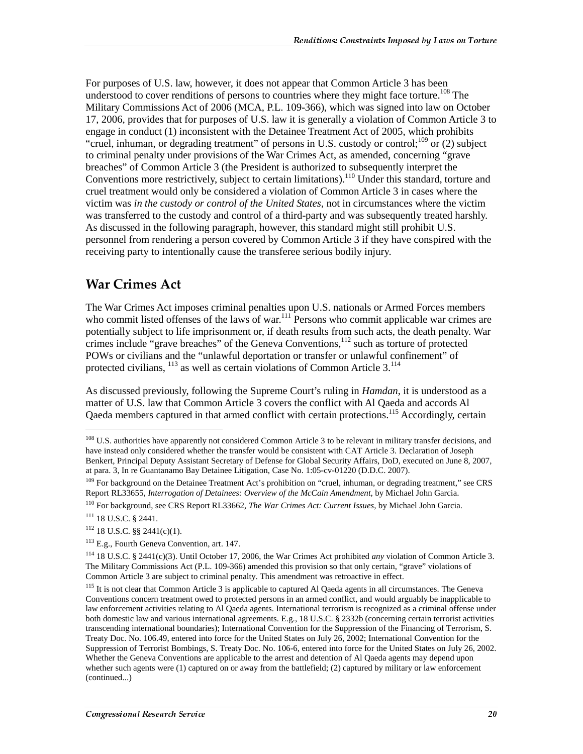For purposes of U.S. law, however, it does not appear that Common Article 3 has been understood to cover renditions of persons to countries where they might face torture.[108] The Military Commissions Act of 2006 (MCA, P.L. 109-366), which was signed into law on October 17, 2006, provides that for purposes of U.S. law it is generally a violation of Common Article 3 to engage in conduct (1) inconsistent with the Detainee Treatment Act of 2005, which prohibits "cruel, inhuman, or degrading treatment" of persons in U.S. custody or control;[109] or (2) subject to criminal penalty under provisions of the War Crimes Act, as amended, concerning "grave breaches" of Common Article 3 (the President is authorized to subsequently interpret the Conventions more restrictively, subject to certain limitations).[110] Under this standard, torture and cruel treatment would only be considered a violation of Common Article 3 in cases where the victim was *in the custody or control of the United States*, not in circumstances where the victim was transferred to the custody and control of a third-party and was subsequently treated harshly. As discussed in the following paragraph, however, this standard might still prohibit U.S. personnel from rendering a person covered by Common Article 3 if they have conspired with the receiving party to intentionally cause the transferee serious bodily injury.

## War Crimes Act

The War Crimes Act imposes criminal penalties upon U.S. nationals or Armed Forces members who commit listed offenses of the laws of war.[111] Persons who commit applicable war crimes are potentially subject to life imprisonment or, if death results from such acts, the death penalty. War crimes include "grave breaches" of the Geneva Conventions,[112] such as torture of protected POWs or civilians and the "unlawful deportation or transfer or unlawful confinement" of protected civilians, [113] as well as certain violations of Common Article 3.[114]

As discussed previously, following the Supreme Court's ruling in *Hamdan*, it is understood as a matter of U.S. law that Common Article 3 covers the conflict with Al Qaeda and accords Al Qaeda members captured in that armed conflict with certain protections.[115] Accordingly, certain

---

[108] U.S. authorities have apparently not considered Common Article 3 to be relevant in military transfer decisions, and have instead only considered whether the transfer would be consistent with CAT Article 3. Declaration of Joseph Benkert, Principal Deputy Assistant Secretary of Defense for Global Security Affairs, DoD, executed on June 8, 2007, at para. 3, In re Guantanamo Bay Detainee Litigation, Case No. 1:05-cv-01220 (D.D.C. 2007).

[109] For background on the Detainee Treatment Act's prohibition on "cruel, inhuman, or degrading treatment," see CRS Report RL33655, *Interrogation of Detainees: Overview of the McCain Amendment*, by Michael John Garcia.

[110] For background, see CRS Report RL33662, *The War Crimes Act: Current Issues*, by Michael John Garcia.

[111] 18 U.S.C. § 2441.

[112] 18 U.S.C. §§ 2441(c)(1).

[113] E.g., Fourth Geneva Convention, art. 147.

[114] 18 U.S.C. § 2441(c)(3). Until October 17, 2006, the War Crimes Act prohibited *any* violation of Common Article 3. The Military Commissions Act (P.L. 109-366) amended this provision so that only certain, "grave" violations of Common Article 3 are subject to criminal penalty. This amendment was retroactive in effect.

[115] It is not clear that Common Article 3 is applicable to captured Al Qaeda agents in all circumstances. The Geneva Conventions concern treatment owed to protected persons in an armed conflict, and would arguably be inapplicable to law enforcement activities relating to Al Qaeda agents. International terrorism is recognized as a criminal offense under both domestic law and various international agreements. E.g., 18 U.S.C. § 2332b (concerning certain terrorist activities transcending international boundaries); International Convention for the Suppression of the Financing of Terrorism, S. Treaty Doc. No. 106.49, entered into force for the United States on July 26, 2002; International Convention for the Suppression of Terrorist Bombings, S. Treaty Doc. No. 106-6, entered into force for the United States on July 26, 2002. Whether the Geneva Conventions are applicable to the arrest and detention of Al Qaeda agents may depend upon whether such agents were (1) captured on or away from the battlefield; (2) captured by military or law enforcement (continued...)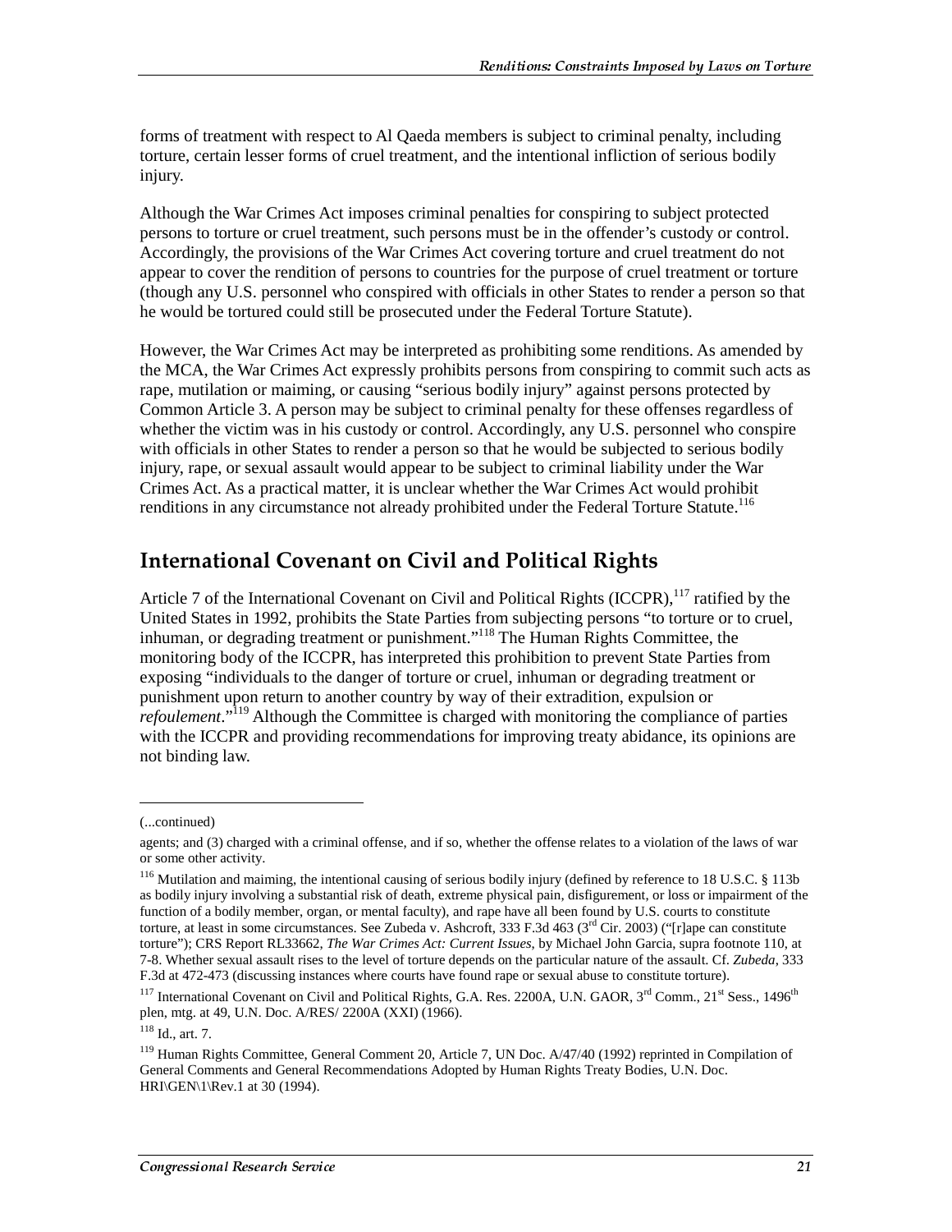forms of treatment with respect to Al Qaeda members is subject to criminal penalty, including torture, certain lesser forms of cruel treatment, and the intentional infliction of serious bodily injury.

Although the War Crimes Act imposes criminal penalties for conspiring to subject protected persons to torture or cruel treatment, such persons must be in the offender's custody or control. Accordingly, the provisions of the War Crimes Act covering torture and cruel treatment do not appear to cover the rendition of persons to countries for the purpose of cruel treatment or torture (though any U.S. personnel who conspired with officials in other States to render a person so that he would be tortured could still be prosecuted under the Federal Torture Statute).

However, the War Crimes Act may be interpreted as prohibiting some renditions. As amended by the MCA, the War Crimes Act expressly prohibits persons from conspiring to commit such acts as rape, mutilation or maiming, or causing "serious bodily injury" against persons protected by Common Article 3. A person may be subject to criminal penalty for these offenses regardless of whether the victim was in his custody or control. Accordingly, any U.S. personnel who conspire with officials in other States to render a person so that he would be subjected to serious bodily injury, rape, or sexual assault would appear to be subject to criminal liability under the War Crimes Act. As a practical matter, it is unclear whether the War Crimes Act would prohibit renditions in any circumstance not already prohibited under the Federal Torture Statute.[116]

## International Covenant on Civil and Political Rights

Article 7 of the International Covenant on Civil and Political Rights (ICCPR),[117] ratified by the United States in 1992, prohibits the State Parties from subjecting persons "to torture or to cruel, inhuman, or degrading treatment or punishment."[118] The Human Rights Committee, the monitoring body of the ICCPR, has interpreted this prohibition to prevent State Parties from exposing "individuals to the danger of torture or cruel, inhuman or degrading treatment or punishment upon return to another country by way of their extradition, expulsion or *refoulement*."[119] Although the Committee is charged with monitoring the compliance of parties with the ICCPR and providing recommendations for improving treaty abidance, its opinions are not binding law.

---

(...continued)

agents; and (3) charged with a criminal offense, and if so, whether the offense relates to a violation of the laws of war or some other activity.

[116] Mutilation and maiming, the intentional causing of serious bodily injury (defined by reference to 18 U.S.C. § 113b as bodily injury involving a substantial risk of death, extreme physical pain, disfigurement, or loss or impairment of the function of a bodily member, organ, or mental faculty), and rape have all been found by U.S. courts to constitute torture, at least in some circumstances. See Zubeda v. Ashcroft, 333 F.3d 463 (3rd Cir. 2003) ("[r]ape can constitute torture"); CRS Report RL33662, *The War Crimes Act: Current Issues*, by Michael John Garcia, supra footnote 110, at 7-8. Whether sexual assault rises to the level of torture depends on the particular nature of the assault. Cf. *Zubeda*, 333 F.3d at 472-473 (discussing instances where courts have found rape or sexual abuse to constitute torture).

[117] International Covenant on Civil and Political Rights, G.A. Res. 2200A, U.N. GAOR, 3rd Comm., 21st Sess., 1496th plen, mtg. at 49, U.N. Doc. A/RES/ 2200A (XXI) (1966).

[118] Id., art. 7.

[119] Human Rights Committee, General Comment 20, Article 7, UN Doc. A/47/40 (1992) reprinted in Compilation of General Comments and General Recommendations Adopted by Human Rights Treaty Bodies, U.N. Doc. HRI\GEN\1\Rev.1 at 30 (1994).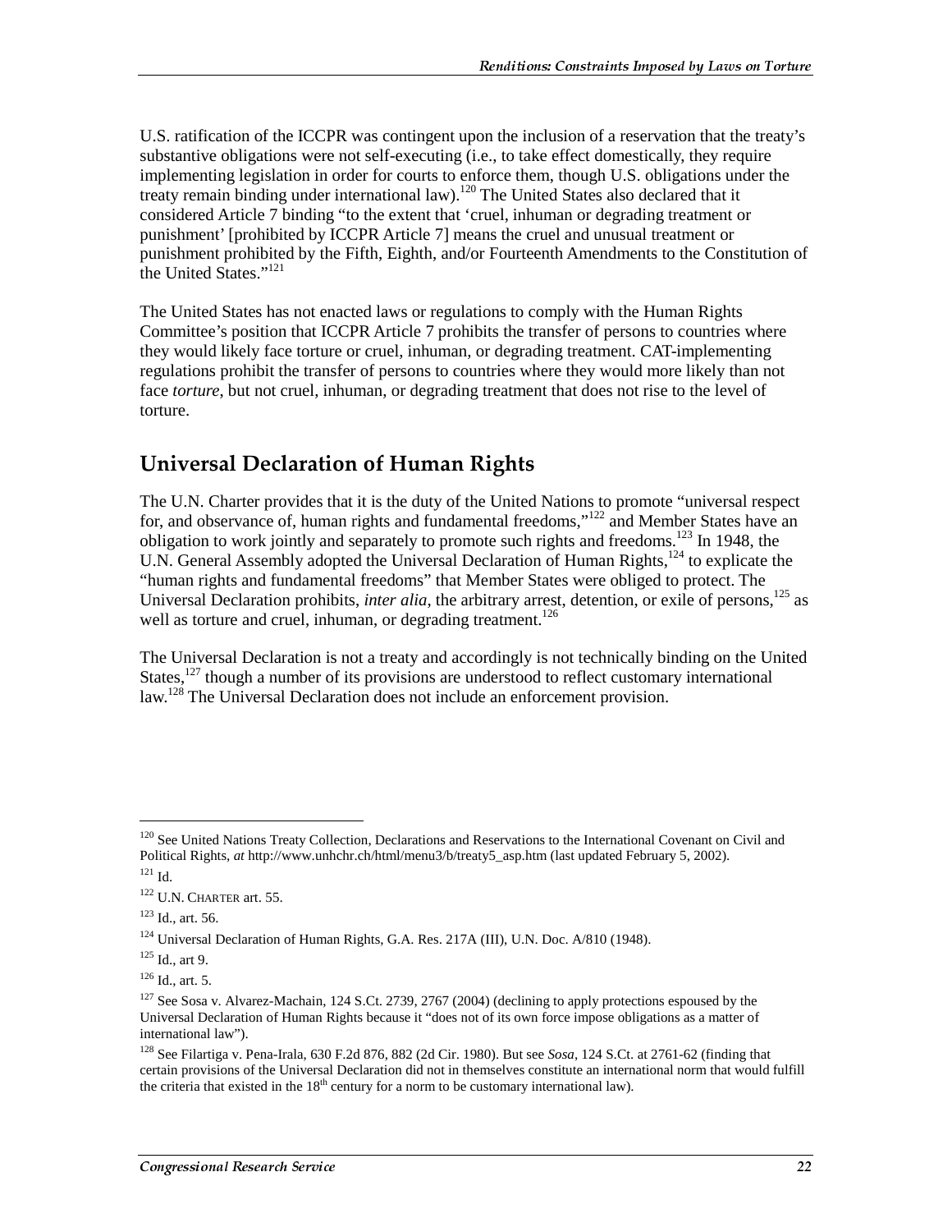U.S. ratification of the ICCPR was contingent upon the inclusion of a reservation that the treaty's substantive obligations were not self-executing (i.e., to take effect domestically, they require implementing legislation in order for courts to enforce them, though U.S. obligations under the treaty remain binding under international law).[120] The United States also declared that it considered Article 7 binding "to the extent that 'cruel, inhuman or degrading treatment or punishment' [prohibited by ICCPR Article 7] means the cruel and unusual treatment or punishment prohibited by the Fifth, Eighth, and/or Fourteenth Amendments to the Constitution of the United States."[121]

The United States has not enacted laws or regulations to comply with the Human Rights Committee's position that ICCPR Article 7 prohibits the transfer of persons to countries where they would likely face torture or cruel, inhuman, or degrading treatment. CAT-implementing regulations prohibit the transfer of persons to countries where they would more likely than not face *torture*, but not cruel, inhuman, or degrading treatment that does not rise to the level of torture.

## Universal Declaration of Human Rights

The U.N. Charter provides that it is the duty of the United Nations to promote "universal respect for, and observance of, human rights and fundamental freedoms,"[122] and Member States have an obligation to work jointly and separately to promote such rights and freedoms.[123] In 1948, the U.N. General Assembly adopted the Universal Declaration of Human Rights,[124] to explicate the "human rights and fundamental freedoms" that Member States were obliged to protect. The Universal Declaration prohibits, *inter alia*, the arbitrary arrest, detention, or exile of persons,[125] as well as torture and cruel, inhuman, or degrading treatment.[126]

The Universal Declaration is not a treaty and accordingly is not technically binding on the United States,[127] though a number of its provisions are understood to reflect customary international law.[128] The Universal Declaration does not include an enforcement provision.

---

[120] See United Nations Treaty Collection, Declarations and Reservations to the International Covenant on Civil and Political Rights, *at* http://www.unhchr.ch/html/menu3/b/treaty5_asp.htm (last updated February 5, 2002).

[121] Id.

[122] U.N. CHARTER art. 55.

[123] Id., art. 56.

[124] Universal Declaration of Human Rights, G.A. Res. 217A (III), U.N. Doc. A/810 (1948).

[125] Id., art 9.

[126] Id., art. 5.

[127] See Sosa v. Alvarez-Machain, 124 S.Ct. 2739, 2767 (2004) (declining to apply protections espoused by the Universal Declaration of Human Rights because it "does not of its own force impose obligations as a matter of international law").

[128] See Filartiga v. Pena-Irala, 630 F.2d 876, 882 (2d Cir. 1980). But see *Sosa*, 124 S.Ct. at 2761-62 (finding that certain provisions of the Universal Declaration did not in themselves constitute an international norm that would fulfill the criteria that existed in the 18th century for a norm to be customary international law).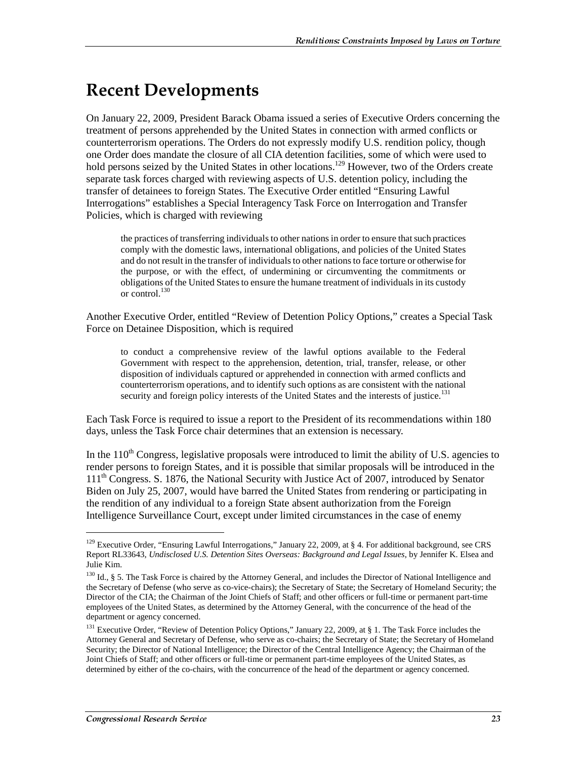# Recent Developments

On January 22, 2009, President Barack Obama issued a series of Executive Orders concerning the treatment of persons apprehended by the United States in connection with armed conflicts or counterterrorism operations. The Orders do not expressly modify U.S. rendition policy, though one Order does mandate the closure of all CIA detention facilities, some of which were used to hold persons seized by the United States in other locations.[129] However, two of the Orders create separate task forces charged with reviewing aspects of U.S. detention policy, including the transfer of detainees to foreign States. The Executive Order entitled "Ensuring Lawful Interrogations" establishes a Special Interagency Task Force on Interrogation and Transfer Policies, which is charged with reviewing

> the practices of transferring individuals to other nations in order to ensure that such practices comply with the domestic laws, international obligations, and policies of the United States and do not result in the transfer of individuals to other nations to face torture or otherwise for the purpose, or with the effect, of undermining or circumventing the commitments or obligations of the United States to ensure the humane treatment of individuals in its custody or control.[130]

Another Executive Order, entitled "Review of Detention Policy Options," creates a Special Task Force on Detainee Disposition, which is required

> to conduct a comprehensive review of the lawful options available to the Federal Government with respect to the apprehension, detention, trial, transfer, release, or other disposition of individuals captured or apprehended in connection with armed conflicts and counterterrorism operations, and to identify such options as are consistent with the national security and foreign policy interests of the United States and the interests of justice.[131]

Each Task Force is required to issue a report to the President of its recommendations within 180 days, unless the Task Force chair determines that an extension is necessary.

In the 110th Congress, legislative proposals were introduced to limit the ability of U.S. agencies to render persons to foreign States, and it is possible that similar proposals will be introduced in the 111th Congress. S. 1876, the National Security with Justice Act of 2007, introduced by Senator Biden on July 25, 2007, would have barred the United States from rendering or participating in the rendition of any individual to a foreign State absent authorization from the Foreign Intelligence Surveillance Court, except under limited circumstances in the case of enemy

---

[129] Executive Order, "Ensuring Lawful Interrogations," January 22, 2009, at § 4. For additional background, see CRS Report RL33643, *Undisclosed U.S. Detention Sites Overseas: Background and Legal Issues*, by Jennifer K. Elsea and Julie Kim.

[130] Id., § 5. The Task Force is chaired by the Attorney General, and includes the Director of National Intelligence and the Secretary of Defense (who serve as co-vice-chairs); the Secretary of State; the Secretary of Homeland Security; the Director of the CIA; the Chairman of the Joint Chiefs of Staff; and other officers or full-time or permanent part-time employees of the United States, as determined by the Attorney General, with the concurrence of the head of the department or agency concerned.

[131] Executive Order, "Review of Detention Policy Options," January 22, 2009, at § 1. The Task Force includes the Attorney General and Secretary of Defense, who serve as co-chairs; the Secretary of State; the Secretary of Homeland Security; the Director of National Intelligence; the Director of the Central Intelligence Agency; the Chairman of the Joint Chiefs of Staff; and other officers or full-time or permanent part-time employees of the United States, as determined by either of the co-chairs, with the concurrence of the head of the department or agency concerned.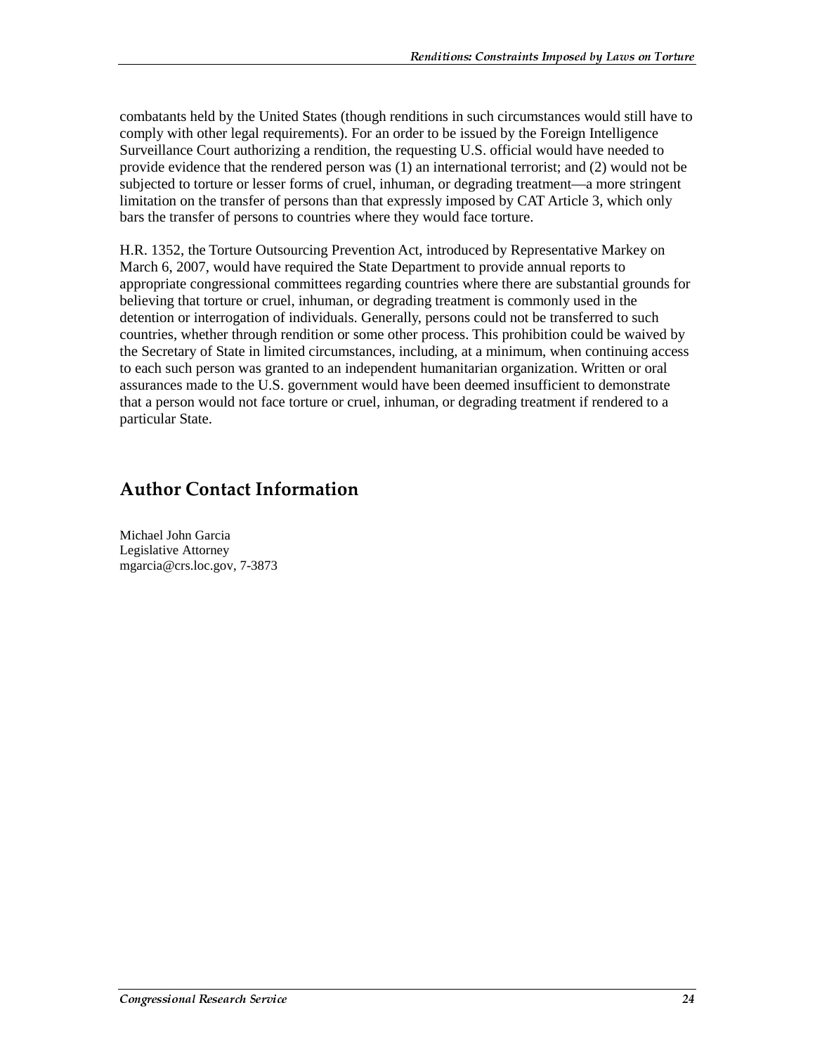combatants held by the United States (though renditions in such circumstances would still have to comply with other legal requirements). For an order to be issued by the Foreign Intelligence Surveillance Court authorizing a rendition, the requesting U.S. official would have needed to provide evidence that the rendered person was (1) an international terrorist; and (2) would not be subjected to torture or lesser forms of cruel, inhuman, or degrading treatment—a more stringent limitation on the transfer of persons than that expressly imposed by CAT Article 3, which only bars the transfer of persons to countries where they would face torture.

H.R. 1352, the Torture Outsourcing Prevention Act, introduced by Representative Markey on March 6, 2007, would have required the State Department to provide annual reports to appropriate congressional committees regarding countries where there are substantial grounds for believing that torture or cruel, inhuman, or degrading treatment is commonly used in the detention or interrogation of individuals. Generally, persons could not be transferred to such countries, whether through rendition or some other process. This prohibition could be waived by the Secretary of State in limited circumstances, including, at a minimum, when continuing access to each such person was granted to an independent humanitarian organization. Written or oral assurances made to the U.S. government would have been deemed insufficient to demonstrate that a person would not face torture or cruel, inhuman, or degrading treatment if rendered to a particular State.

## Author Contact Information

Michael John Garcia
Legislative Attorney
mgarcia@crs.loc.gov, 7-3873